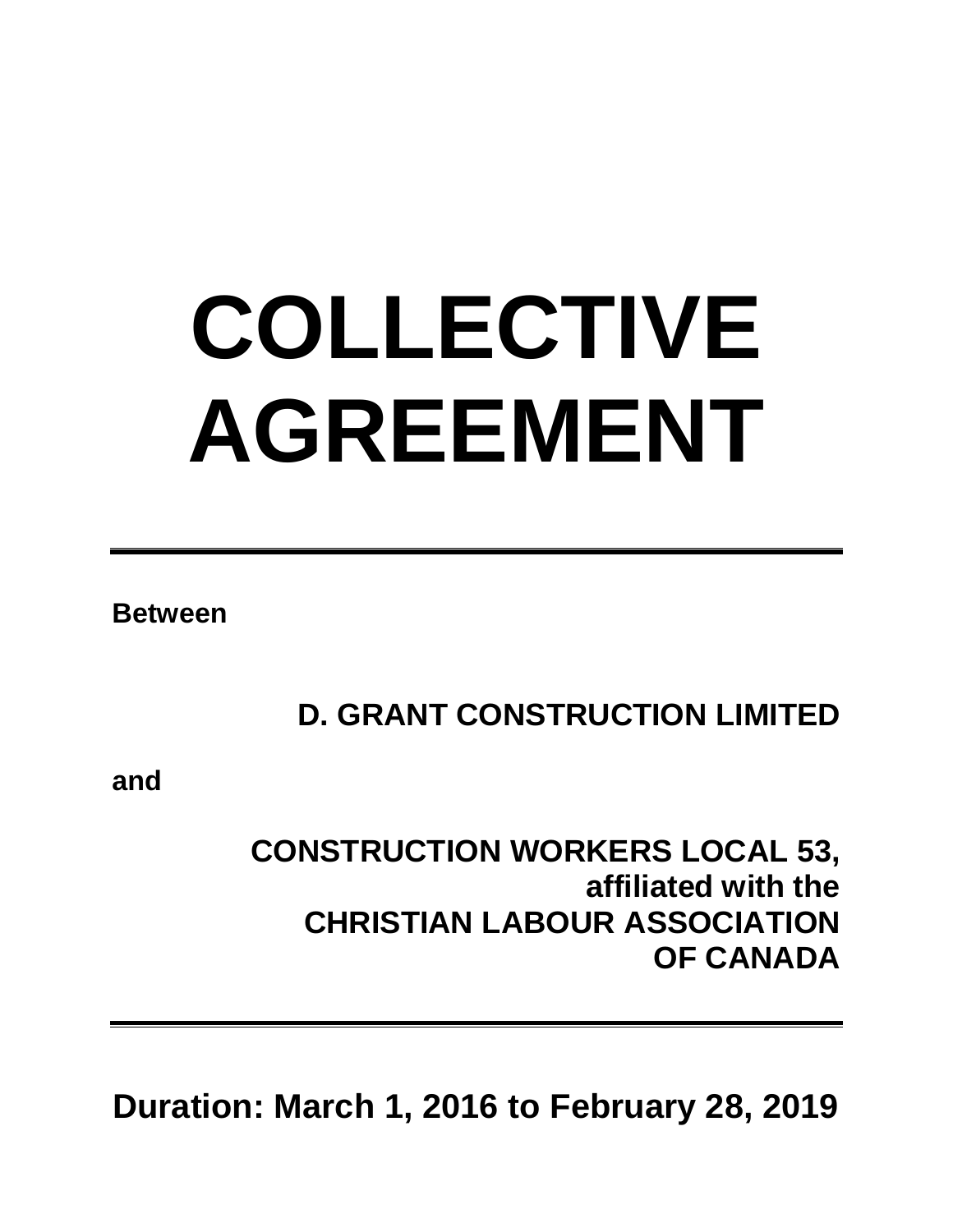# COLLECTIVE AGREEMENT

---

**Between**

**D. GRANT CONSTRUCTION LIMITED**

**and**

**CONSTRUCTION WORKERS LOCAL 53,**
**affiliated with the**
**CHRISTIAN LABOUR ASSOCIATION**
**OF CANADA**

---

**Duration: March 1, 2016 to February 28, 2019**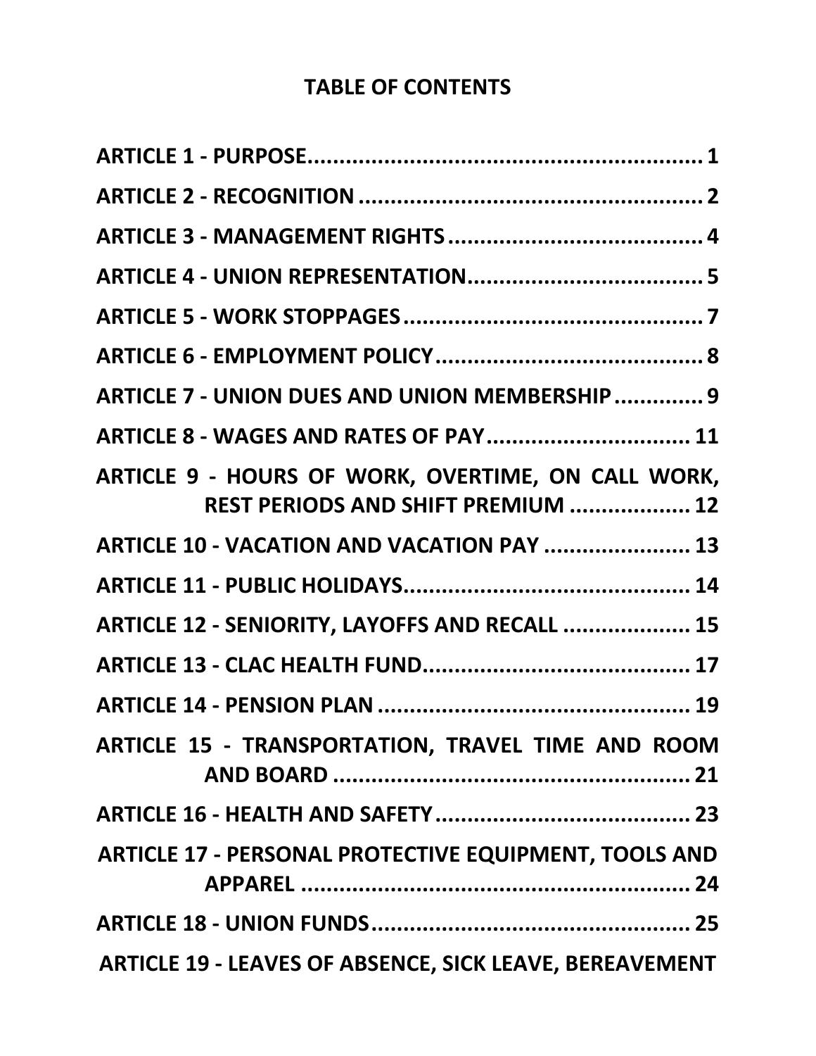# TABLE OF CONTENTS

**ARTICLE 1 - PURPOSE............................................................ 1**

**ARTICLE 2 - RECOGNITION ..................................................... 2**

**ARTICLE 3 - MANAGEMENT RIGHTS ........................................ 4**

**ARTICLE 4 - UNION REPRESENTATION..................................... 5**

**ARTICLE 5 - WORK STOPPAGES .............................................. 7**

**ARTICLE 6 - EMPLOYMENT POLICY.......................................... 8**

**ARTICLE 7 - UNION DUES AND UNION MEMBERSHIP ............. 9**

**ARTICLE 8 - WAGES AND RATES OF PAY ................................ 11**

**ARTICLE 9 - HOURS OF WORK, OVERTIME, ON CALL WORK, REST PERIODS AND SHIFT PREMIUM ................... 12**

**ARTICLE 10 - VACATION AND VACATION PAY ....................... 13**

**ARTICLE 11 - PUBLIC HOLIDAYS............................................. 14**

**ARTICLE 12 - SENIORITY, LAYOFFS AND RECALL .................... 15**

**ARTICLE 13 - CLAC HEALTH FUND........................................... 17**

**ARTICLE 14 - PENSION PLAN .................................................. 19**

**ARTICLE 15 - TRANSPORTATION, TRAVEL TIME AND ROOM AND BOARD ......................................................... 21**

**ARTICLE 16 - HEALTH AND SAFETY......................................... 23**

**ARTICLE 17 - PERSONAL PROTECTIVE EQUIPMENT, TOOLS AND APPAREL .............................................................. 24**

**ARTICLE 18 - UNION FUNDS................................................... 25**

**ARTICLE 19 - LEAVES OF ABSENCE, SICK LEAVE, BEREAVEMENT**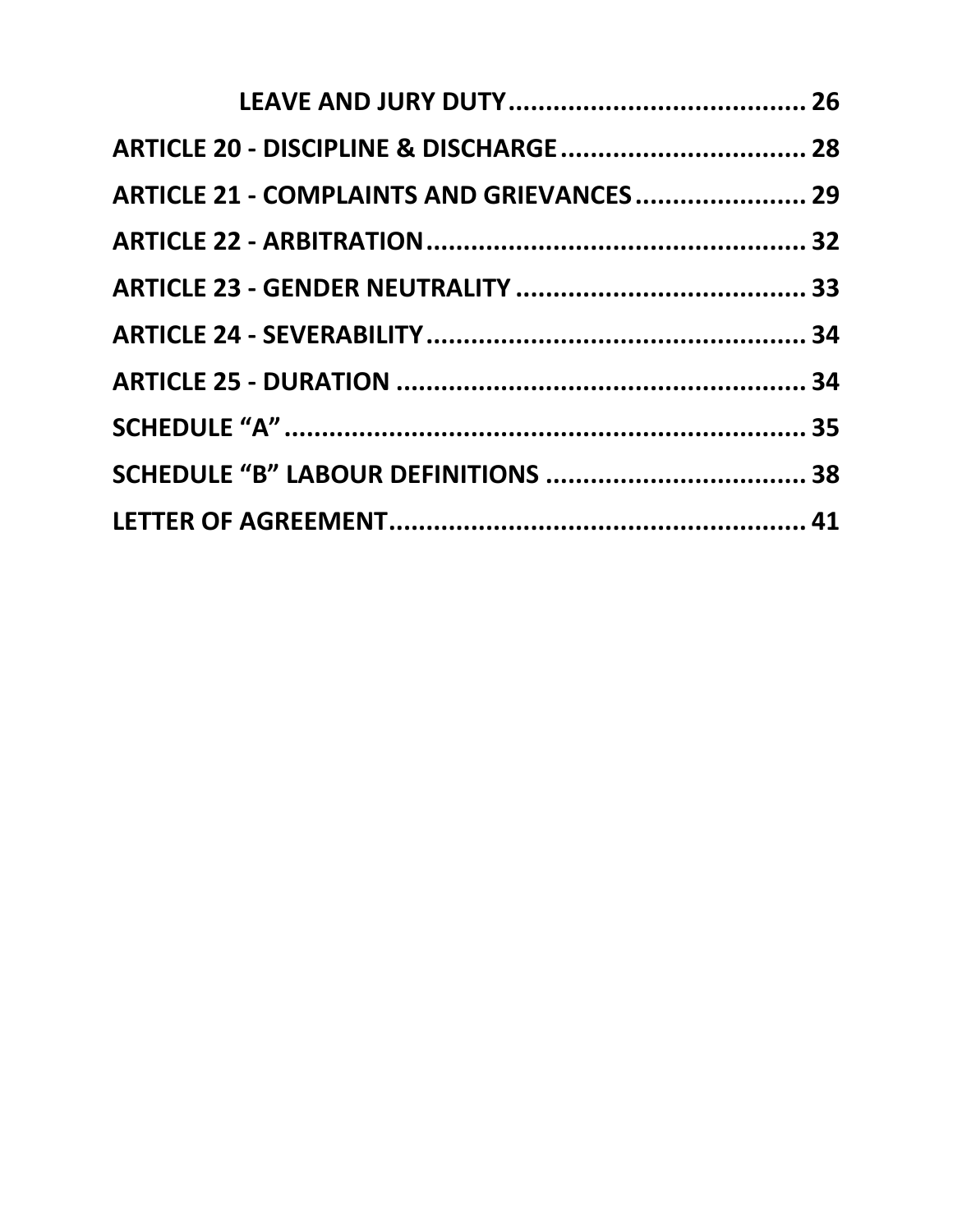**LEAVE AND JURY DUTY........................................ 26**

**ARTICLE 20 - DISCIPLINE & DISCHARGE.................................. 28**

**ARTICLE 21 - COMPLAINTS AND GRIEVANCES....................... 29**

**ARTICLE 22 - ARBITRATION.................................................. 32**

**ARTICLE 23 - GENDER NEUTRALITY ...................................... 33**

**ARTICLE 24 - SEVERABILITY.................................................. 34**

**ARTICLE 25 - DURATION ....................................................... 34**

**SCHEDULE "A" ...................................................................... 35**

**SCHEDULE "B" LABOUR DEFINITIONS ................................... 38**

**LETTER OF AGREEMENT........................................................ 41**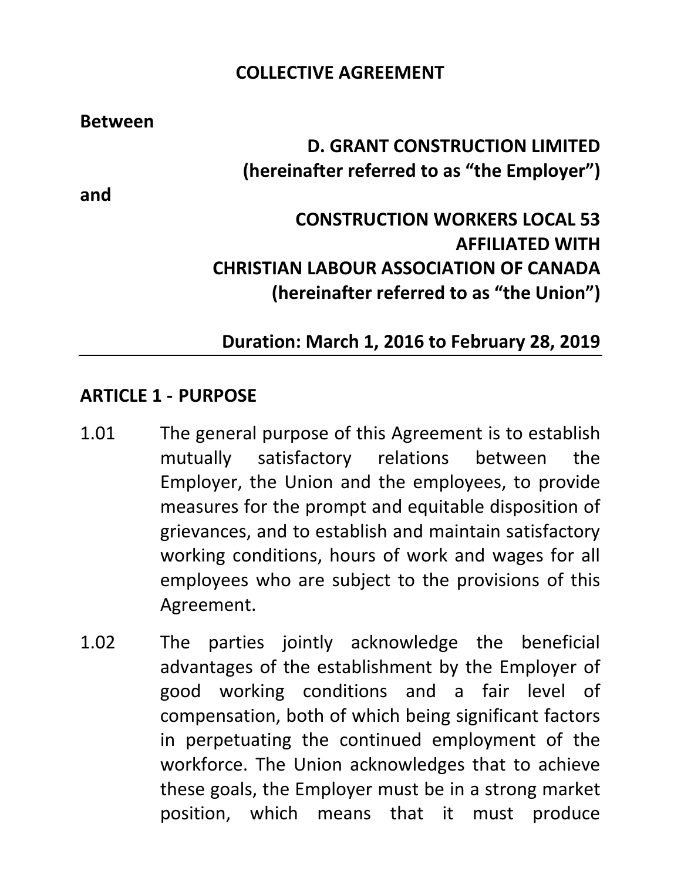# COLLECTIVE AGREEMENT

**Between**

**D. GRANT CONSTRUCTION LIMITED**
**(hereinafter referred to as "the Employer")**

**and**

**CONSTRUCTION WORKERS LOCAL 53**
**AFFILIATED WITH**
**CHRISTIAN LABOUR ASSOCIATION OF CANADA**
**(hereinafter referred to as "the Union")**

**Duration: March 1, 2016 to February 28, 2019**

---

## ARTICLE 1 - PURPOSE

1.01 The general purpose of this Agreement is to establish mutually satisfactory relations between the Employer, the Union and the employees, to provide measures for the prompt and equitable disposition of grievances, and to establish and maintain satisfactory working conditions, hours of work and wages for all employees who are subject to the provisions of this Agreement.

1.02 The parties jointly acknowledge the beneficial advantages of the establishment by the Employer of good working conditions and a fair level of compensation, both of which being significant factors in perpetuating the continued employment of the workforce. The Union acknowledges that to achieve these goals, the Employer must be in a strong market position, which means that it must produce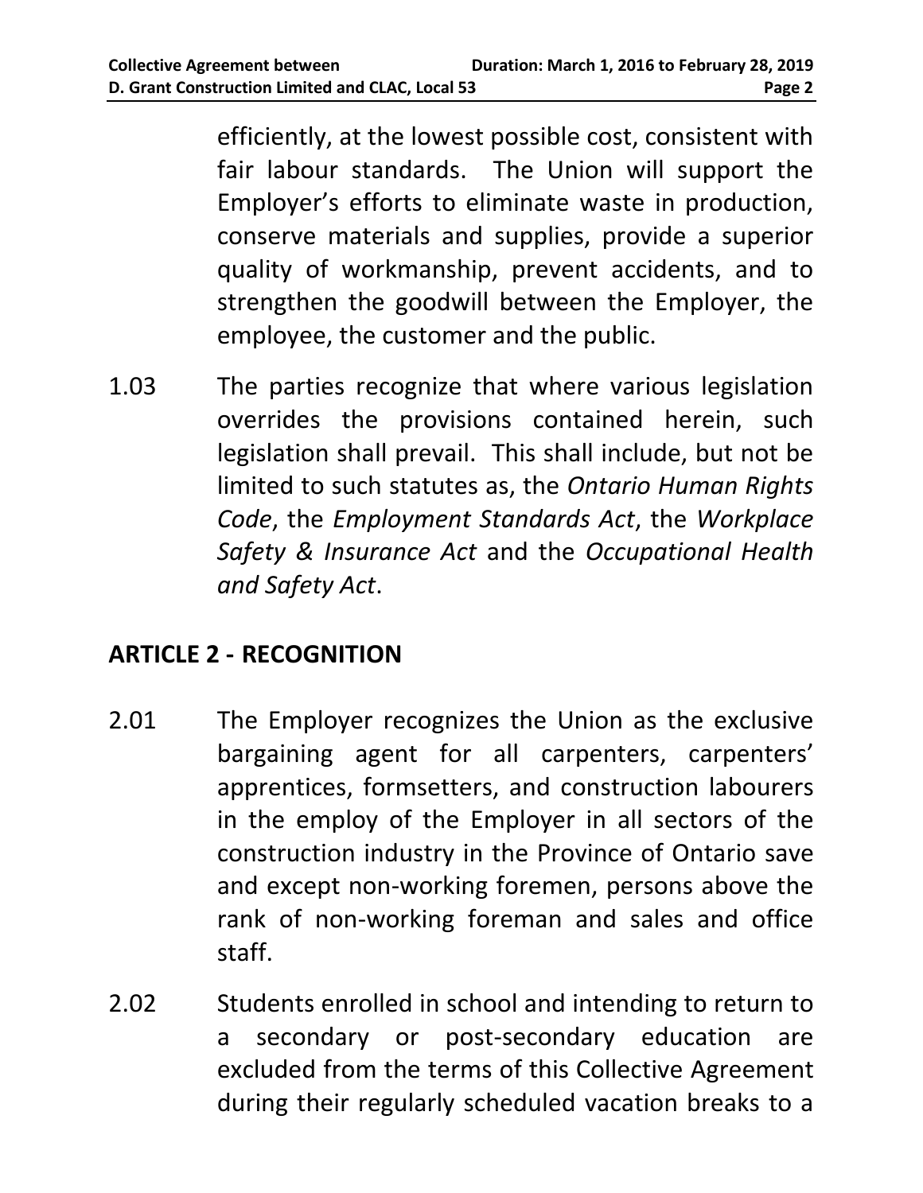efficiently, at the lowest possible cost, consistent with fair labour standards. The Union will support the Employer's efforts to eliminate waste in production, conserve materials and supplies, provide a superior quality of workmanship, prevent accidents, and to strengthen the goodwill between the Employer, the employee, the customer and the public.

1.03 The parties recognize that where various legislation overrides the provisions contained herein, such legislation shall prevail. This shall include, but not be limited to such statutes as, the *Ontario Human Rights Code*, the *Employment Standards Act*, the *Workplace Safety & Insurance Act* and the *Occupational Health and Safety Act*.

## ARTICLE 2 - RECOGNITION

2.01 The Employer recognizes the Union as the exclusive bargaining agent for all carpenters, carpenters' apprentices, formsetters, and construction labourers in the employ of the Employer in all sectors of the construction industry in the Province of Ontario save and except non-working foremen, persons above the rank of non-working foreman and sales and office staff.

2.02 Students enrolled in school and intending to return to a secondary or post-secondary education are excluded from the terms of this Collective Agreement during their regularly scheduled vacation breaks to a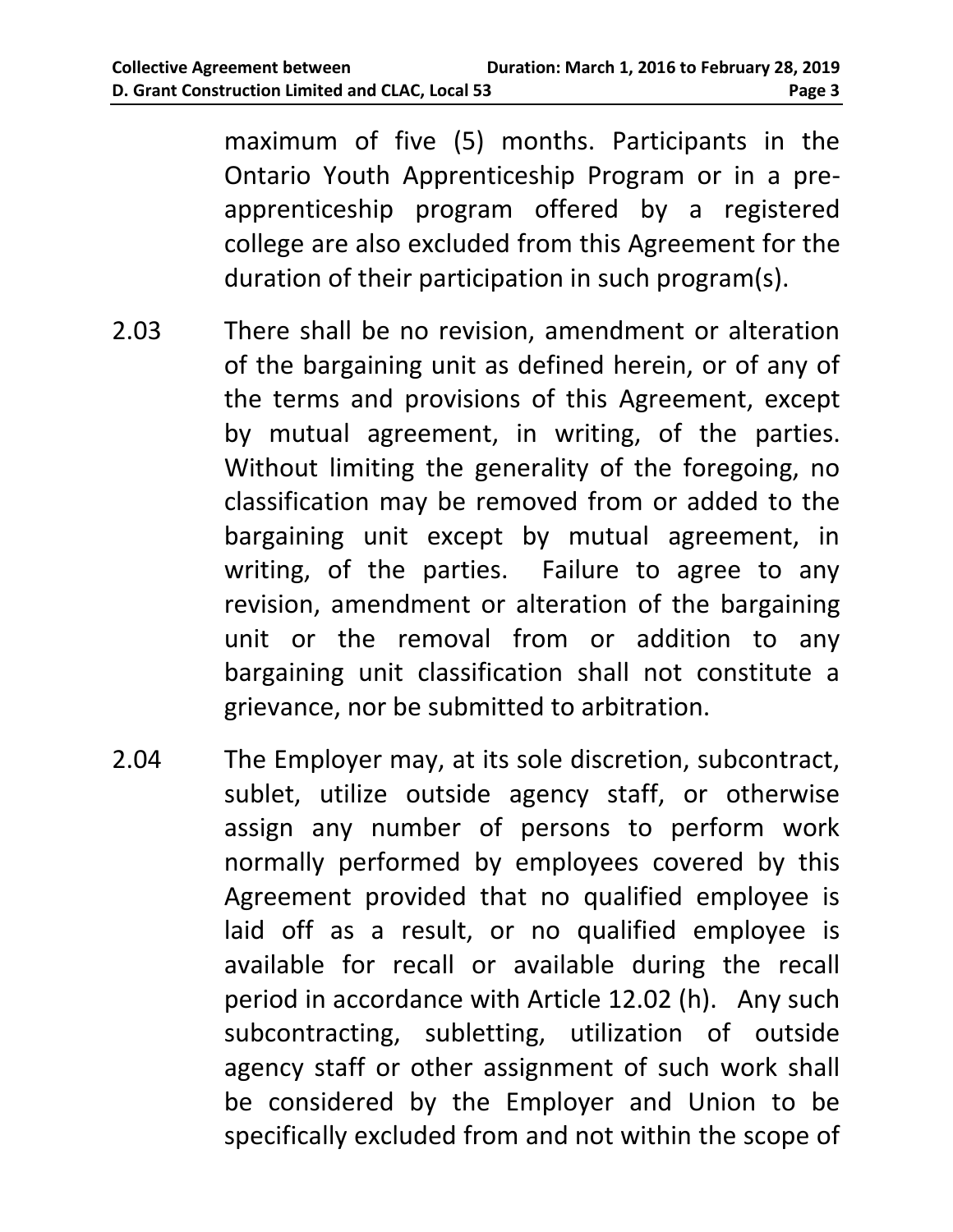maximum of five (5) months. Participants in the Ontario Youth Apprenticeship Program or in a pre-apprenticeship program offered by a registered college are also excluded from this Agreement for the duration of their participation in such program(s).

2.03 There shall be no revision, amendment or alteration of the bargaining unit as defined herein, or of any of the terms and provisions of this Agreement, except by mutual agreement, in writing, of the parties. Without limiting the generality of the foregoing, no classification may be removed from or added to the bargaining unit except by mutual agreement, in writing, of the parties. Failure to agree to any revision, amendment or alteration of the bargaining unit or the removal from or addition to any bargaining unit classification shall not constitute a grievance, nor be submitted to arbitration.

2.04 The Employer may, at its sole discretion, subcontract, sublet, utilize outside agency staff, or otherwise assign any number of persons to perform work normally performed by employees covered by this Agreement provided that no qualified employee is laid off as a result, or no qualified employee is available for recall or available during the recall period in accordance with Article 12.02 (h). Any such subcontracting, subletting, utilization of outside agency staff or other assignment of such work shall be considered by the Employer and Union to be specifically excluded from and not within the scope of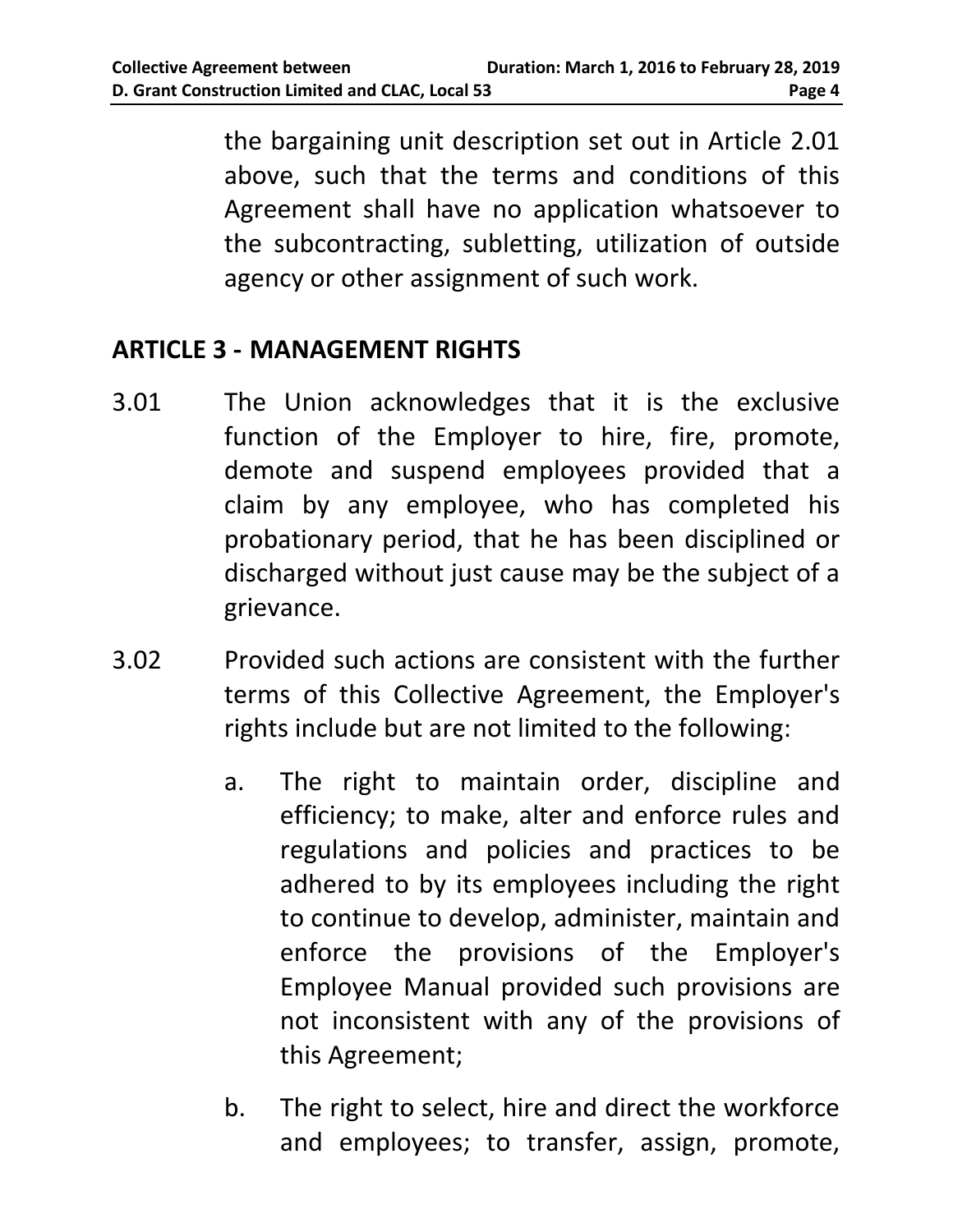the bargaining unit description set out in Article 2.01 above, such that the terms and conditions of this Agreement shall have no application whatsoever to the subcontracting, subletting, utilization of outside agency or other assignment of such work.

## ARTICLE 3 - MANAGEMENT RIGHTS

3.01 The Union acknowledges that it is the exclusive function of the Employer to hire, fire, promote, demote and suspend employees provided that a claim by any employee, who has completed his probationary period, that he has been disciplined or discharged without just cause may be the subject of a grievance.

3.02 Provided such actions are consistent with the further terms of this Collective Agreement, the Employer's rights include but are not limited to the following:

a. The right to maintain order, discipline and efficiency; to make, alter and enforce rules and regulations and policies and practices to be adhered to by its employees including the right to continue to develop, administer, maintain and enforce the provisions of the Employer's Employee Manual provided such provisions are not inconsistent with any of the provisions of this Agreement;

b. The right to select, hire and direct the workforce and employees; to transfer, assign, promote,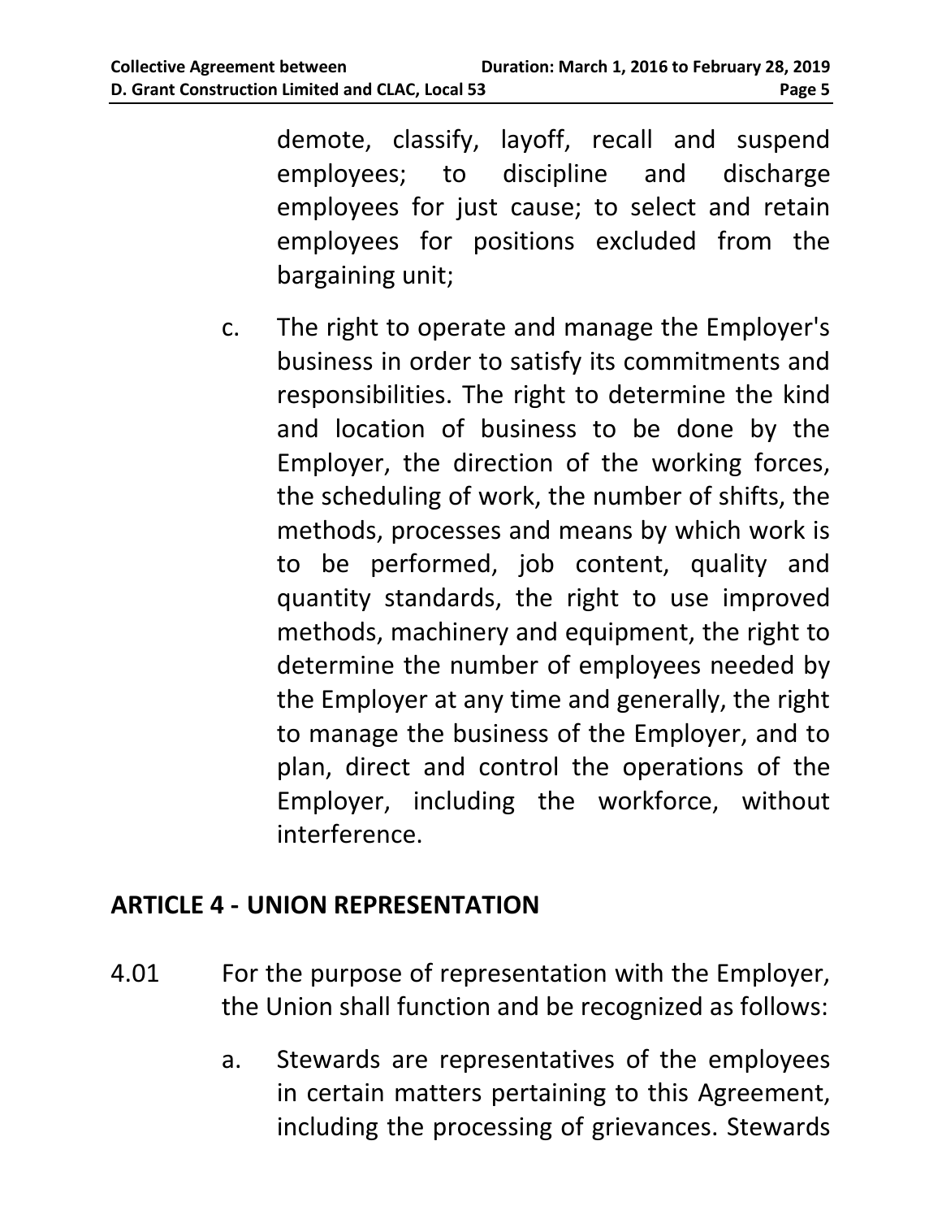demote, classify, layoff, recall and suspend employees; to discipline and discharge employees for just cause; to select and retain employees for positions excluded from the bargaining unit;

c. The right to operate and manage the Employer's business in order to satisfy its commitments and responsibilities. The right to determine the kind and location of business to be done by the Employer, the direction of the working forces, the scheduling of work, the number of shifts, the methods, processes and means by which work is to be performed, job content, quality and quantity standards, the right to use improved methods, machinery and equipment, the right to determine the number of employees needed by the Employer at any time and generally, the right to manage the business of the Employer, and to plan, direct and control the operations of the Employer, including the workforce, without interference.

## ARTICLE 4 - UNION REPRESENTATION

4.01 For the purpose of representation with the Employer, the Union shall function and be recognized as follows:

a. Stewards are representatives of the employees in certain matters pertaining to this Agreement, including the processing of grievances. Stewards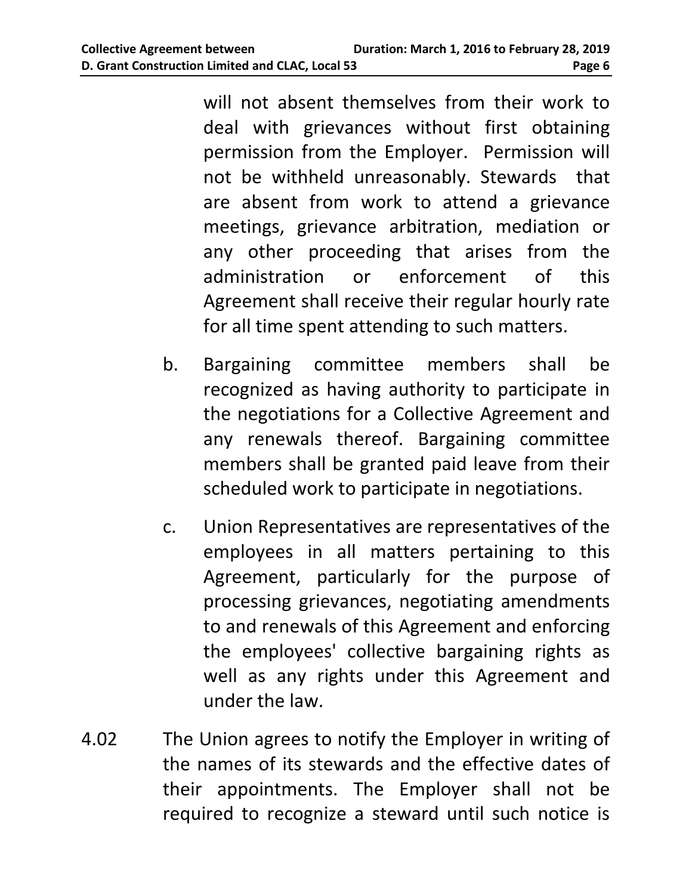will not absent themselves from their work to deal with grievances without first obtaining permission from the Employer. Permission will not be withheld unreasonably. Stewards that are absent from work to attend a grievance meetings, grievance arbitration, mediation or any other proceeding that arises from the administration or enforcement of this Agreement shall receive their regular hourly rate for all time spent attending to such matters.

b. Bargaining committee members shall be recognized as having authority to participate in the negotiations for a Collective Agreement and any renewals thereof. Bargaining committee members shall be granted paid leave from their scheduled work to participate in negotiations.

c. Union Representatives are representatives of the employees in all matters pertaining to this Agreement, particularly for the purpose of processing grievances, negotiating amendments to and renewals of this Agreement and enforcing the employees' collective bargaining rights as well as any rights under this Agreement and under the law.

4.02 The Union agrees to notify the Employer in writing of the names of its stewards and the effective dates of their appointments. The Employer shall not be required to recognize a steward until such notice is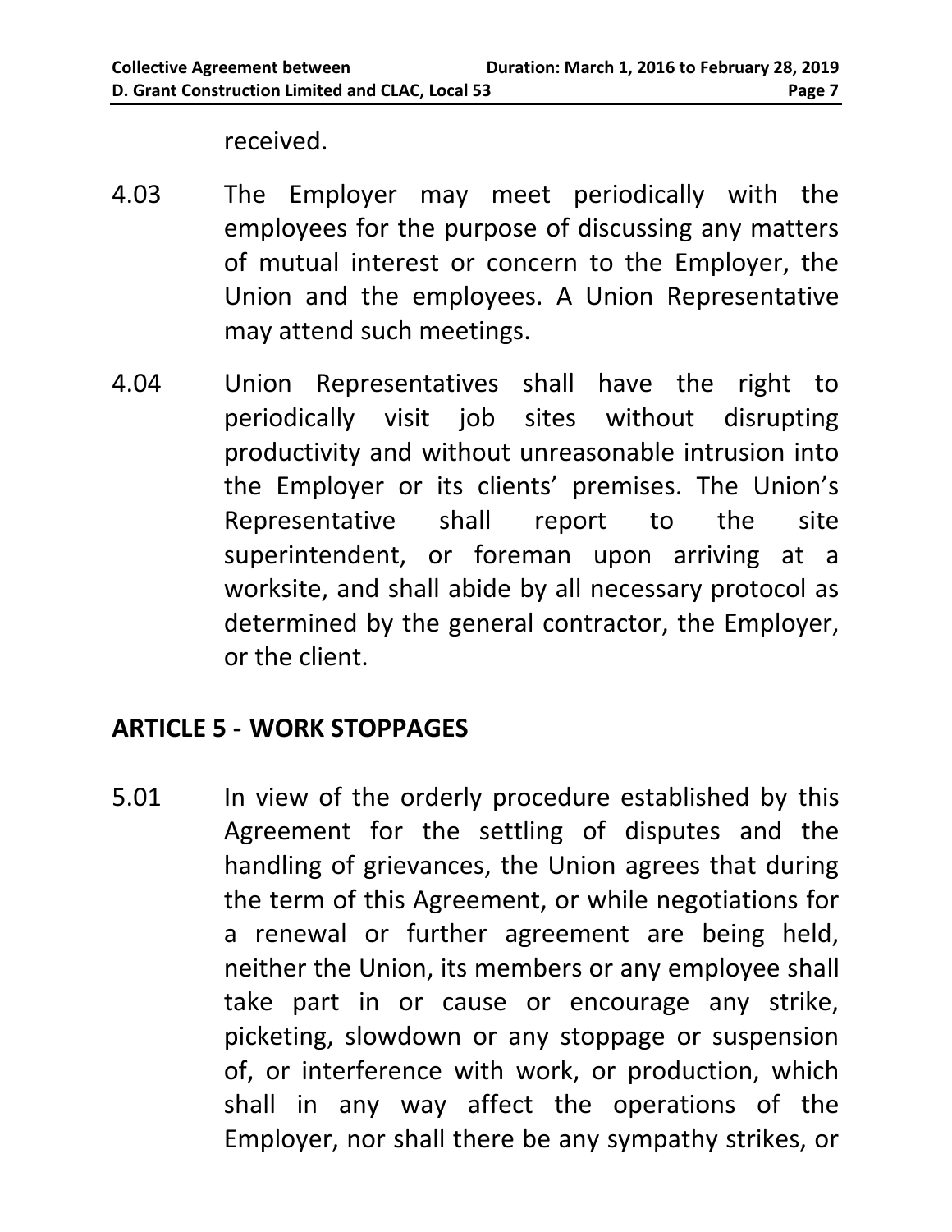received.

4.03 The Employer may meet periodically with the employees for the purpose of discussing any matters of mutual interest or concern to the Employer, the Union and the employees. A Union Representative may attend such meetings.

4.04 Union Representatives shall have the right to periodically visit job sites without disrupting productivity and without unreasonable intrusion into the Employer or its clients' premises. The Union's Representative shall report to the site superintendent, or foreman upon arriving at a worksite, and shall abide by all necessary protocol as determined by the general contractor, the Employer, or the client.

## ARTICLE 5 - WORK STOPPAGES

5.01 In view of the orderly procedure established by this Agreement for the settling of disputes and the handling of grievances, the Union agrees that during the term of this Agreement, or while negotiations for a renewal or further agreement are being held, neither the Union, its members or any employee shall take part in or cause or encourage any strike, picketing, slowdown or any stoppage or suspension of, or interference with work, or production, which shall in any way affect the operations of the Employer, nor shall there be any sympathy strikes, or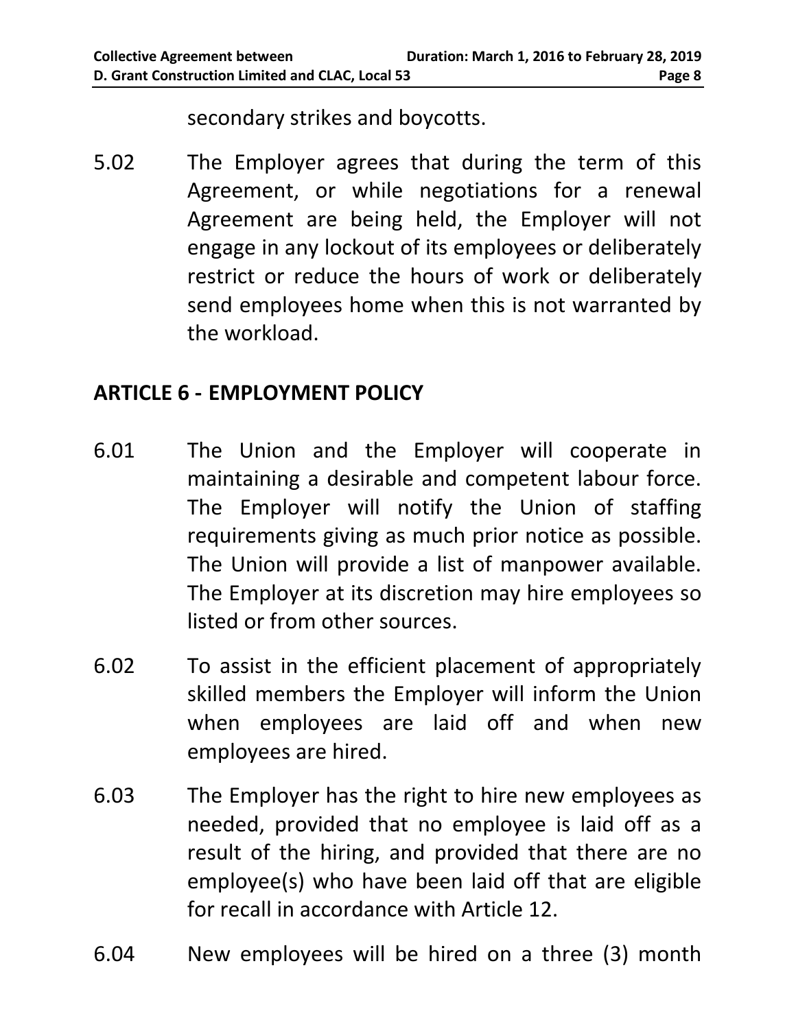secondary strikes and boycotts.

5.02 The Employer agrees that during the term of this Agreement, or while negotiations for a renewal Agreement are being held, the Employer will not engage in any lockout of its employees or deliberately restrict or reduce the hours of work or deliberately send employees home when this is not warranted by the workload.

## ARTICLE 6 - EMPLOYMENT POLICY

6.01 The Union and the Employer will cooperate in maintaining a desirable and competent labour force. The Employer will notify the Union of staffing requirements giving as much prior notice as possible. The Union will provide a list of manpower available. The Employer at its discretion may hire employees so listed or from other sources.

6.02 To assist in the efficient placement of appropriately skilled members the Employer will inform the Union when employees are laid off and when new employees are hired.

6.03 The Employer has the right to hire new employees as needed, provided that no employee is laid off as a result of the hiring, and provided that there are no employee(s) who have been laid off that are eligible for recall in accordance with Article 12.

6.04 New employees will be hired on a three (3) month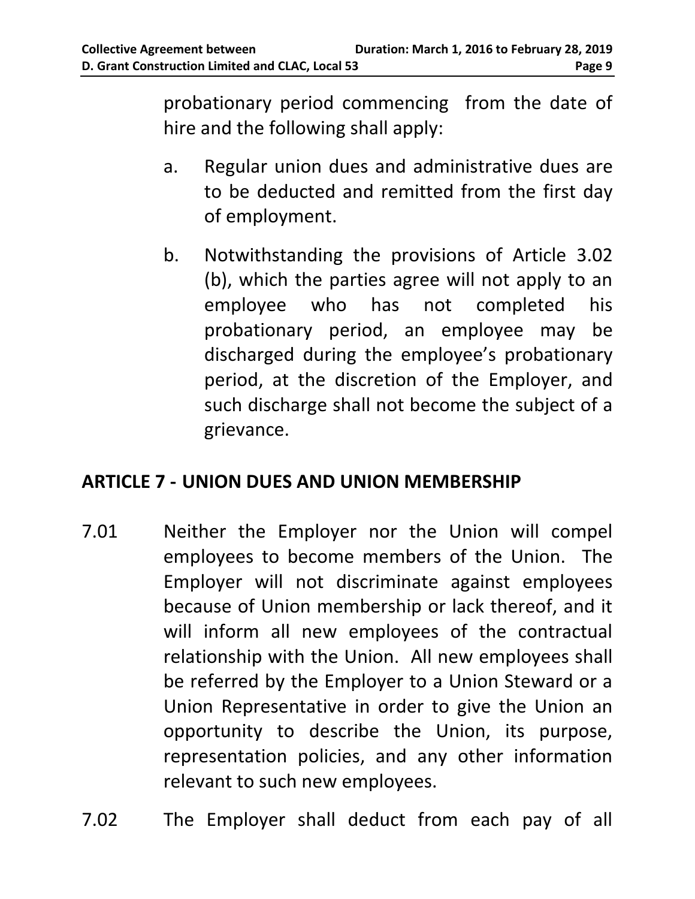probationary period commencing from the date of hire and the following shall apply:

a. Regular union dues and administrative dues are to be deducted and remitted from the first day of employment.

b. Notwithstanding the provisions of Article 3.02 (b), which the parties agree will not apply to an employee who has not completed his probationary period, an employee may be discharged during the employee's probationary period, at the discretion of the Employer, and such discharge shall not become the subject of a grievance.

## ARTICLE 7 - UNION DUES AND UNION MEMBERSHIP

7.01 Neither the Employer nor the Union will compel employees to become members of the Union. The Employer will not discriminate against employees because of Union membership or lack thereof, and it will inform all new employees of the contractual relationship with the Union. All new employees shall be referred by the Employer to a Union Steward or a Union Representative in order to give the Union an opportunity to describe the Union, its purpose, representation policies, and any other information relevant to such new employees.

7.02 The Employer shall deduct from each pay of all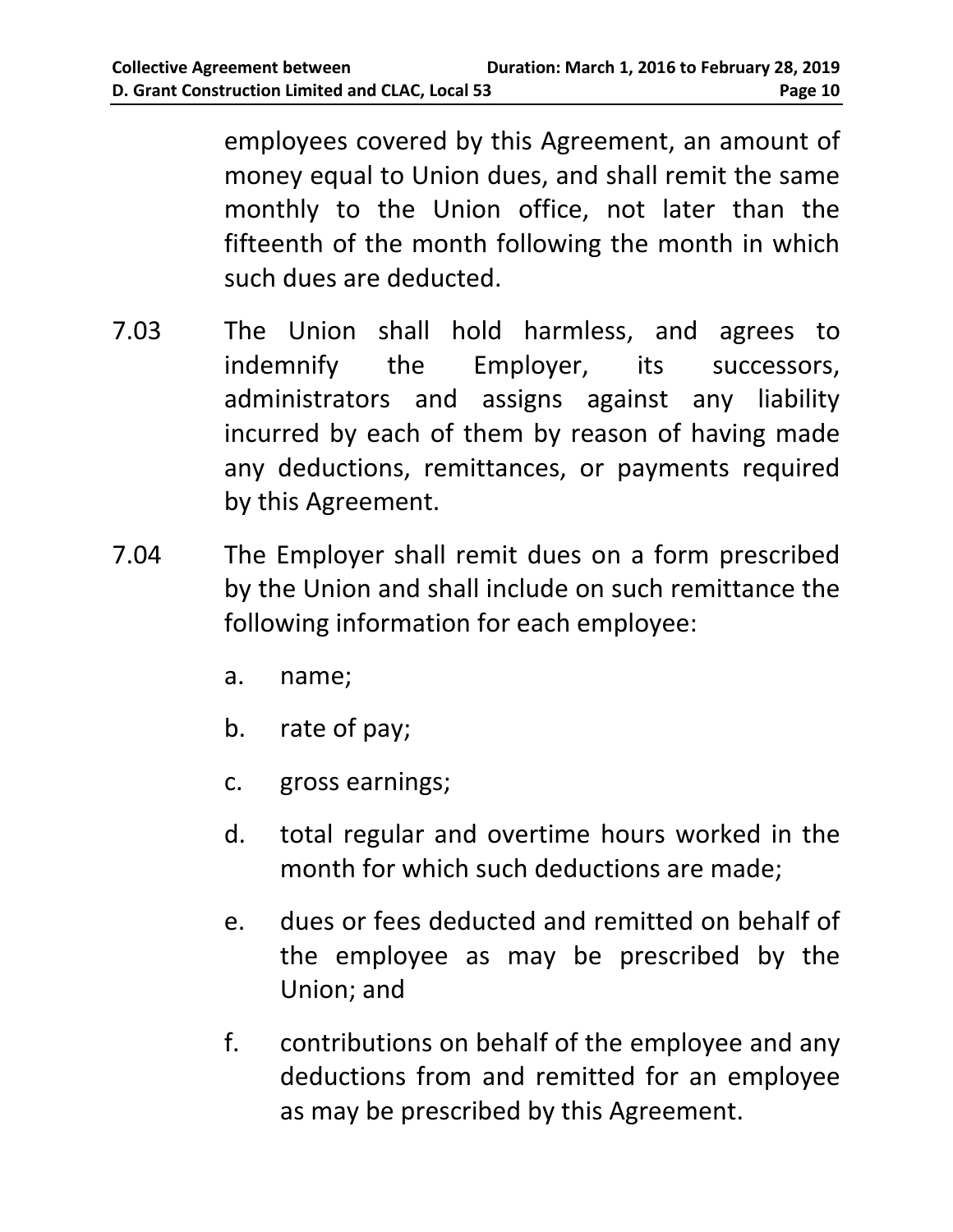employees covered by this Agreement, an amount of money equal to Union dues, and shall remit the same monthly to the Union office, not later than the fifteenth of the month following the month in which such dues are deducted.

7.03 The Union shall hold harmless, and agrees to indemnify the Employer, its successors, administrators and assigns against any liability incurred by each of them by reason of having made any deductions, remittances, or payments required by this Agreement.

7.04 The Employer shall remit dues on a form prescribed by the Union and shall include on such remittance the following information for each employee:

a. name;

b. rate of pay;

c. gross earnings;

d. total regular and overtime hours worked in the month for which such deductions are made;

e. dues or fees deducted and remitted on behalf of the employee as may be prescribed by the Union; and

f. contributions on behalf of the employee and any deductions from and remitted for an employee as may be prescribed by this Agreement.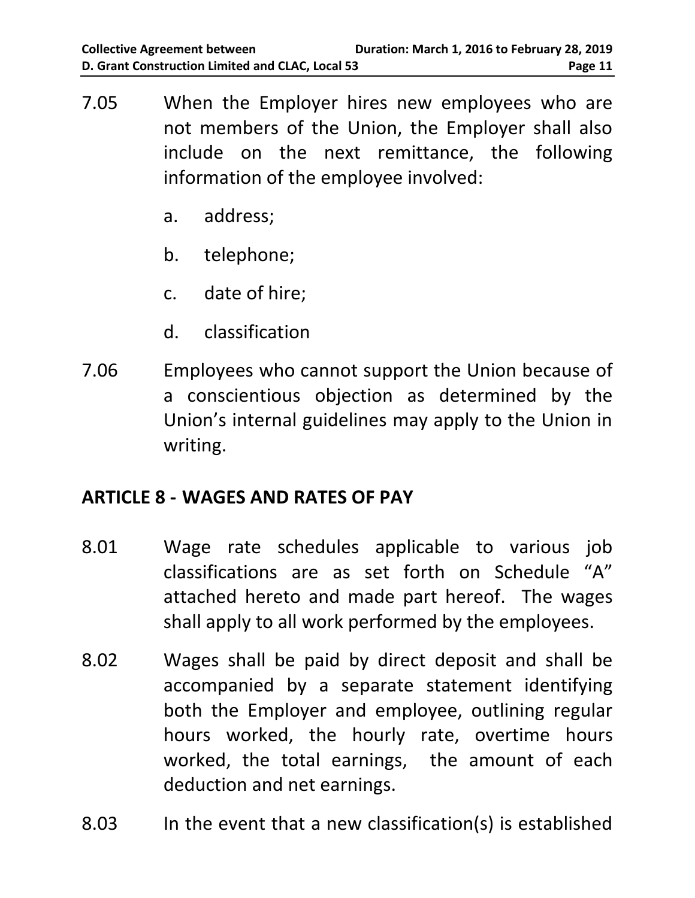7.05 When the Employer hires new employees who are not members of the Union, the Employer shall also include on the next remittance, the following information of the employee involved:

a. address;

b. telephone;

c. date of hire;

d. classification

7.06 Employees who cannot support the Union because of a conscientious objection as determined by the Union's internal guidelines may apply to the Union in writing.

## ARTICLE 8 - WAGES AND RATES OF PAY

8.01 Wage rate schedules applicable to various job classifications are as set forth on Schedule "A" attached hereto and made part hereof. The wages shall apply to all work performed by the employees.

8.02 Wages shall be paid by direct deposit and shall be accompanied by a separate statement identifying both the Employer and employee, outlining regular hours worked, the hourly rate, overtime hours worked, the total earnings, the amount of each deduction and net earnings.

8.03 In the event that a new classification(s) is established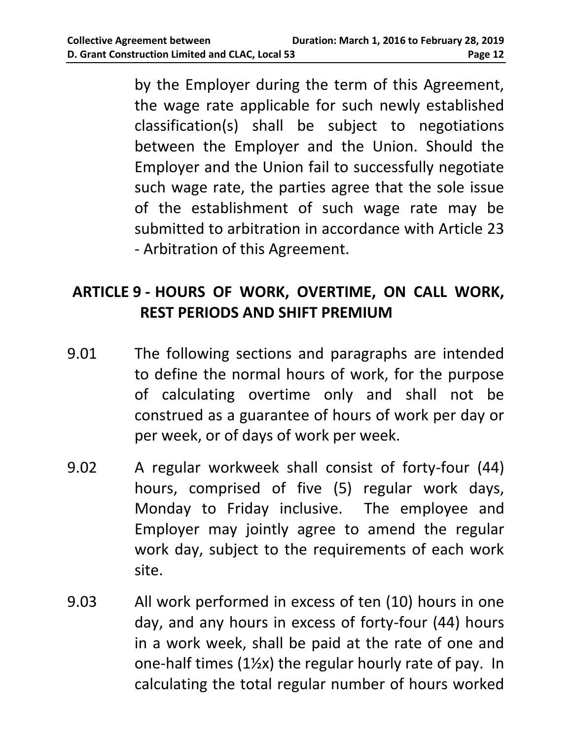by the Employer during the term of this Agreement, the wage rate applicable for such newly established classification(s) shall be subject to negotiations between the Employer and the Union. Should the Employer and the Union fail to successfully negotiate such wage rate, the parties agree that the sole issue of the establishment of such wage rate may be submitted to arbitration in accordance with Article 23 - Arbitration of this Agreement.

## ARTICLE 9 - HOURS OF WORK, OVERTIME, ON CALL WORK, REST PERIODS AND SHIFT PREMIUM

9.01 The following sections and paragraphs are intended to define the normal hours of work, for the purpose of calculating overtime only and shall not be construed as a guarantee of hours of work per day or per week, or of days of work per week.

9.02 A regular workweek shall consist of forty-four (44) hours, comprised of five (5) regular work days, Monday to Friday inclusive. The employee and Employer may jointly agree to amend the regular work day, subject to the requirements of each work site.

9.03 All work performed in excess of ten (10) hours in one day, and any hours in excess of forty-four (44) hours in a work week, shall be paid at the rate of one and one-half times (1½x) the regular hourly rate of pay. In calculating the total regular number of hours worked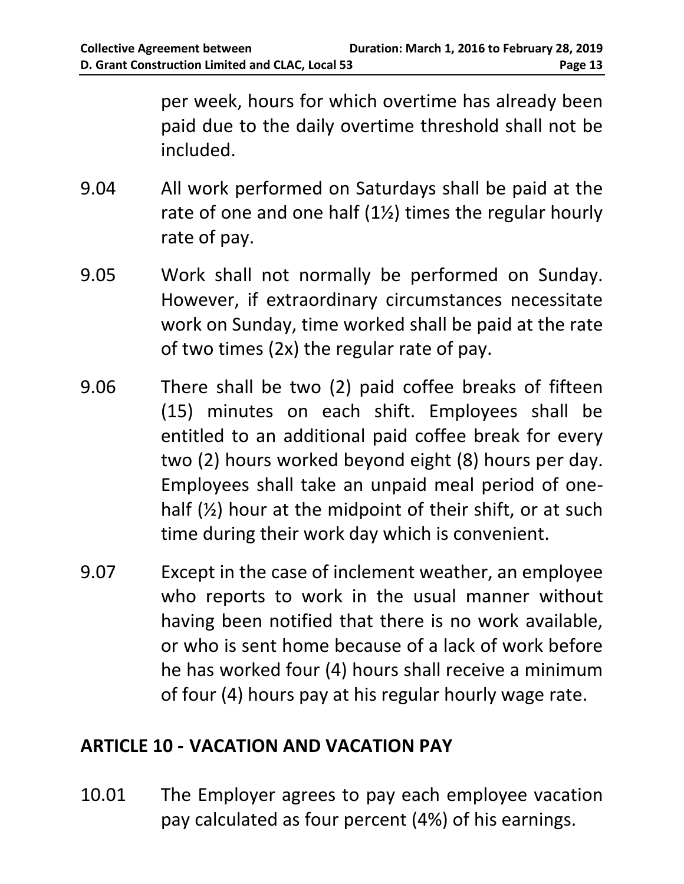per week, hours for which overtime has already been paid due to the daily overtime threshold shall not be included.

9.04 All work performed on Saturdays shall be paid at the rate of one and one half (1½) times the regular hourly rate of pay.

9.05 Work shall not normally be performed on Sunday. However, if extraordinary circumstances necessitate work on Sunday, time worked shall be paid at the rate of two times (2x) the regular rate of pay.

9.06 There shall be two (2) paid coffee breaks of fifteen (15) minutes on each shift. Employees shall be entitled to an additional paid coffee break for every two (2) hours worked beyond eight (8) hours per day. Employees shall take an unpaid meal period of one-half (½) hour at the midpoint of their shift, or at such time during their work day which is convenient.

9.07 Except in the case of inclement weather, an employee who reports to work in the usual manner without having been notified that there is no work available, or who is sent home because of a lack of work before he has worked four (4) hours shall receive a minimum of four (4) hours pay at his regular hourly wage rate.

## ARTICLE 10 - VACATION AND VACATION PAY

10.01 The Employer agrees to pay each employee vacation pay calculated as four percent (4%) of his earnings.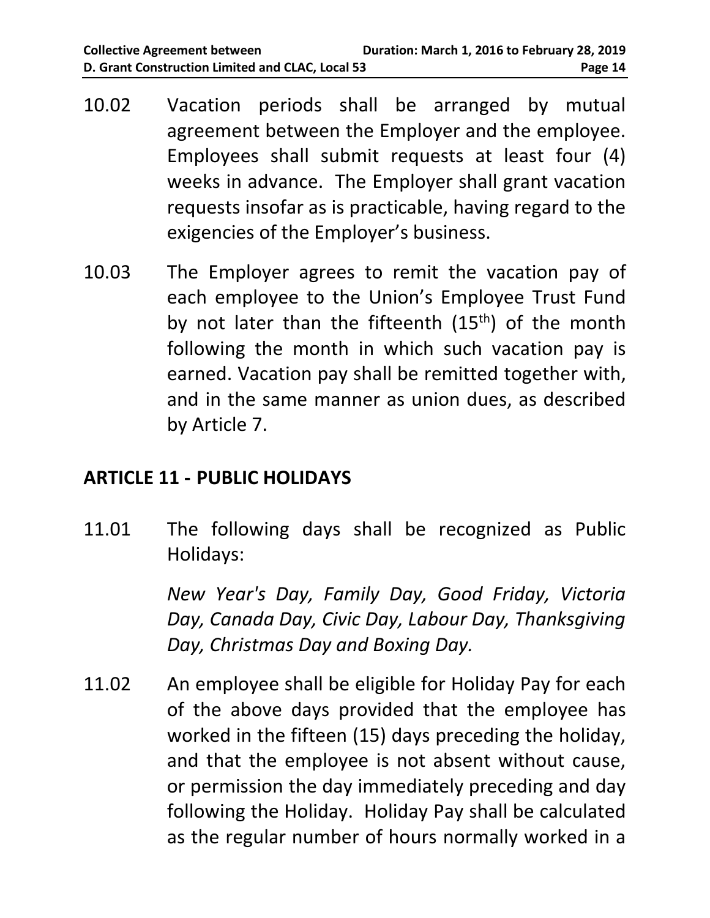10.02 Vacation periods shall be arranged by mutual agreement between the Employer and the employee. Employees shall submit requests at least four (4) weeks in advance. The Employer shall grant vacation requests insofar as is practicable, having regard to the exigencies of the Employer's business.

10.03 The Employer agrees to remit the vacation pay of each employee to the Union's Employee Trust Fund by not later than the fifteenth (15th) of the month following the month in which such vacation pay is earned. Vacation pay shall be remitted together with, and in the same manner as union dues, as described by Article 7.

## ARTICLE 11 - PUBLIC HOLIDAYS

11.01 The following days shall be recognized as Public Holidays:

*New Year's Day, Family Day, Good Friday, Victoria Day, Canada Day, Civic Day, Labour Day, Thanksgiving Day, Christmas Day and Boxing Day.*

11.02 An employee shall be eligible for Holiday Pay for each of the above days provided that the employee has worked in the fifteen (15) days preceding the holiday, and that the employee is not absent without cause, or permission the day immediately preceding and day following the Holiday. Holiday Pay shall be calculated as the regular number of hours normally worked in a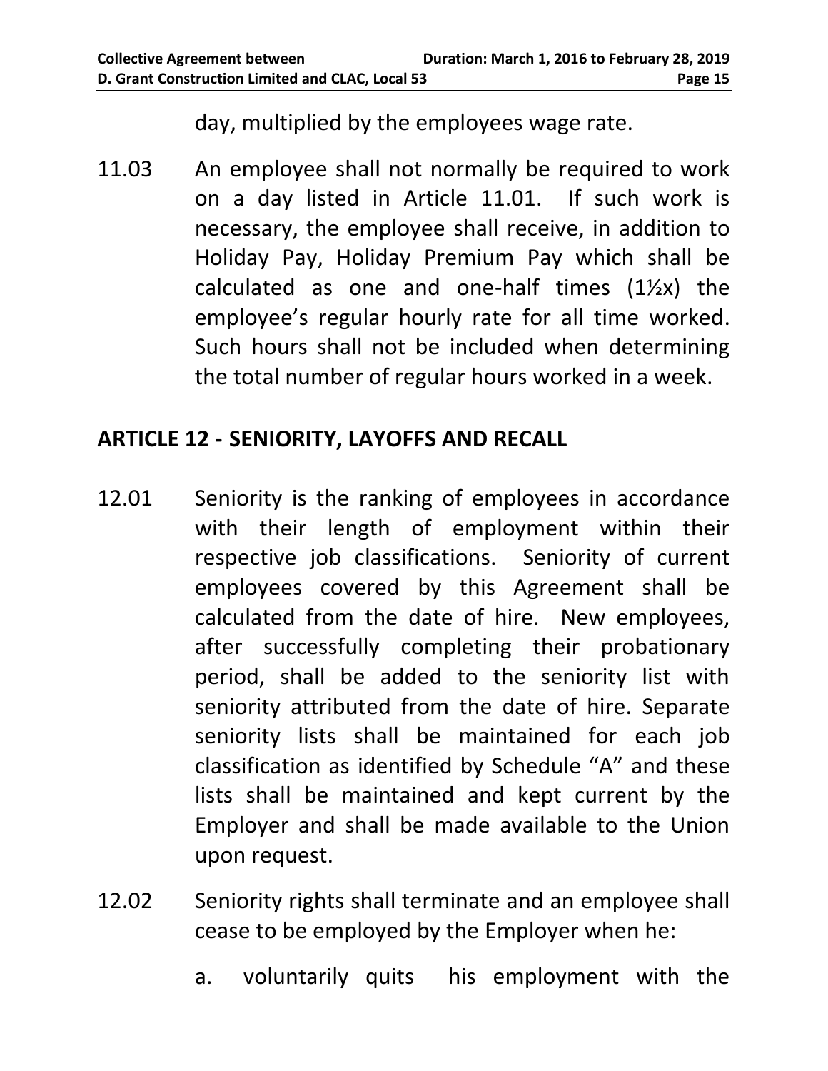day, multiplied by the employees wage rate.

11.03 An employee shall not normally be required to work on a day listed in Article 11.01. If such work is necessary, the employee shall receive, in addition to Holiday Pay, Holiday Premium Pay which shall be calculated as one and one-half times (1½x) the employee's regular hourly rate for all time worked. Such hours shall not be included when determining the total number of regular hours worked in a week.

## ARTICLE 12 - SENIORITY, LAYOFFS AND RECALL

12.01 Seniority is the ranking of employees in accordance with their length of employment within their respective job classifications. Seniority of current employees covered by this Agreement shall be calculated from the date of hire. New employees, after successfully completing their probationary period, shall be added to the seniority list with seniority attributed from the date of hire. Separate seniority lists shall be maintained for each job classification as identified by Schedule "A" and these lists shall be maintained and kept current by the Employer and shall be made available to the Union upon request.

12.02 Seniority rights shall terminate and an employee shall cease to be employed by the Employer when he:

a. voluntarily quits his employment with the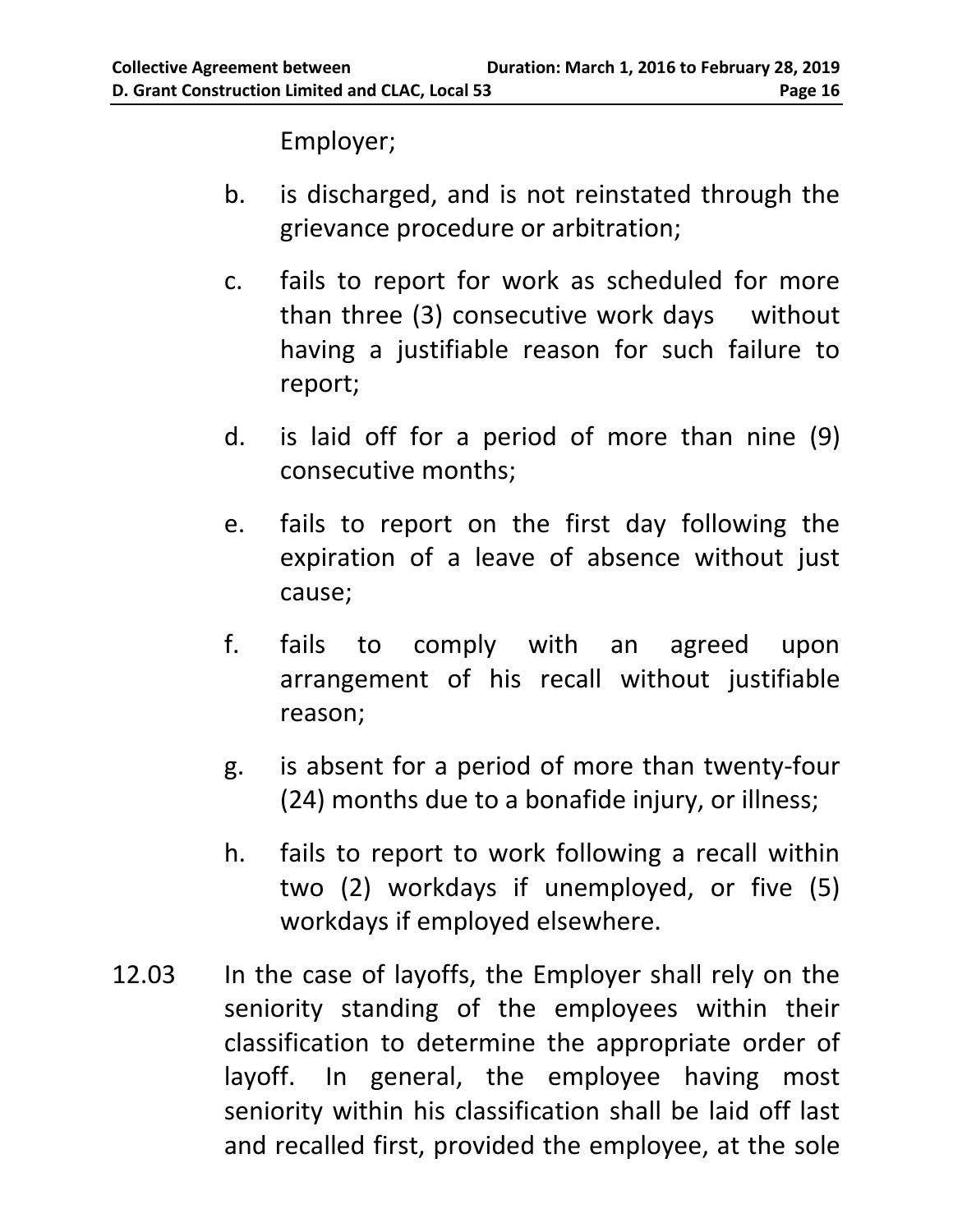Employer;

b. is discharged, and is not reinstated through the grievance procedure or arbitration;

c. fails to report for work as scheduled for more than three (3) consecutive work days without having a justifiable reason for such failure to report;

d. is laid off for a period of more than nine (9) consecutive months;

e. fails to report on the first day following the expiration of a leave of absence without just cause;

f. fails to comply with an agreed upon arrangement of his recall without justifiable reason;

g. is absent for a period of more than twenty-four (24) months due to a bonafide injury, or illness;

h. fails to report to work following a recall within two (2) workdays if unemployed, or five (5) workdays if employed elsewhere.

12.03 In the case of layoffs, the Employer shall rely on the seniority standing of the employees within their classification to determine the appropriate order of layoff. In general, the employee having most seniority within his classification shall be laid off last and recalled first, provided the employee, at the sole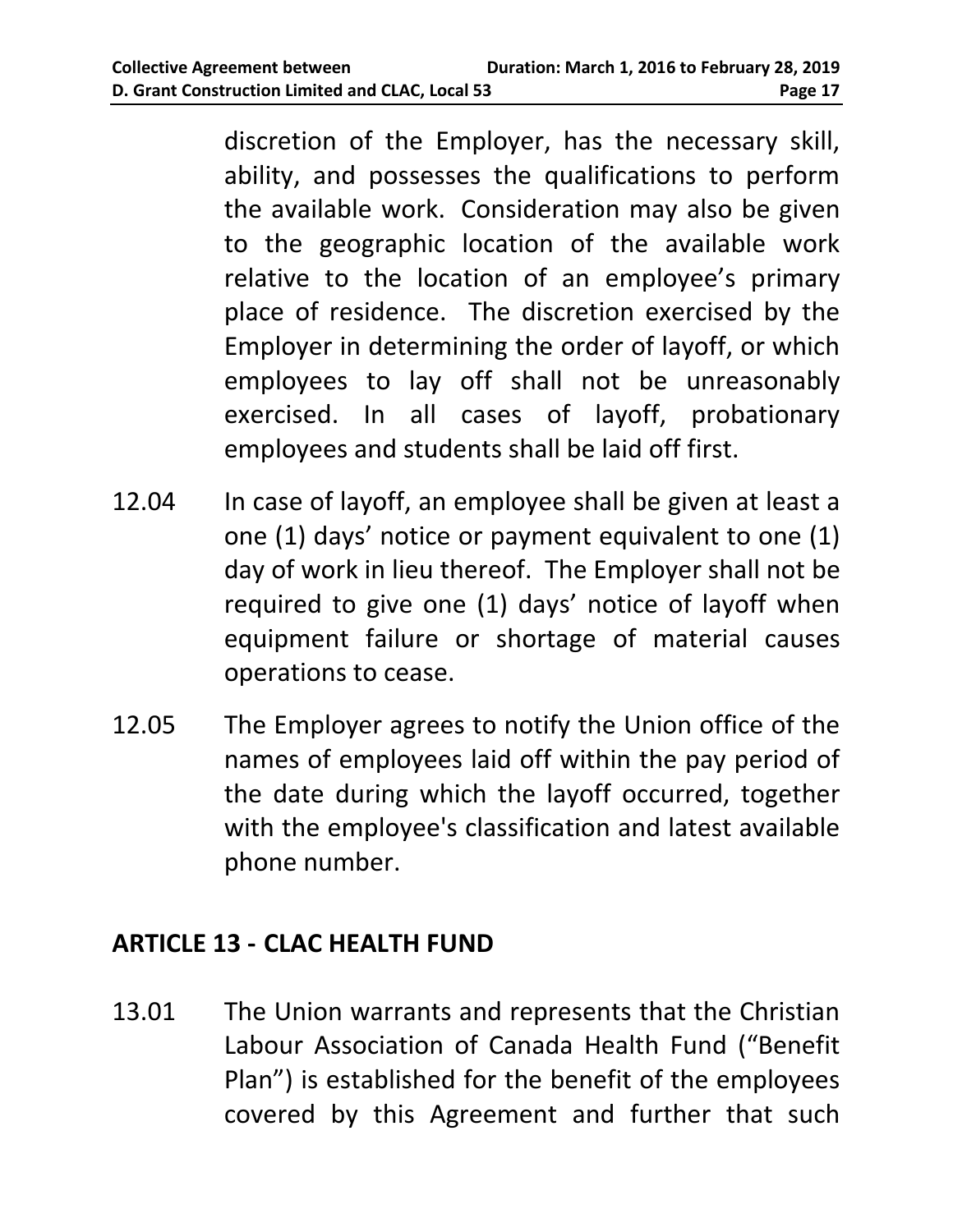discretion of the Employer, has the necessary skill, ability, and possesses the qualifications to perform the available work. Consideration may also be given to the geographic location of the available work relative to the location of an employee's primary place of residence. The discretion exercised by the Employer in determining the order of layoff, or which employees to lay off shall not be unreasonably exercised. In all cases of layoff, probationary employees and students shall be laid off first.

12.04 In case of layoff, an employee shall be given at least a one (1) days' notice or payment equivalent to one (1) day of work in lieu thereof. The Employer shall not be required to give one (1) days' notice of layoff when equipment failure or shortage of material causes operations to cease.

12.05 The Employer agrees to notify the Union office of the names of employees laid off within the pay period of the date during which the layoff occurred, together with the employee's classification and latest available phone number.

## ARTICLE 13 - CLAC HEALTH FUND

13.01 The Union warrants and represents that the Christian Labour Association of Canada Health Fund ("Benefit Plan") is established for the benefit of the employees covered by this Agreement and further that such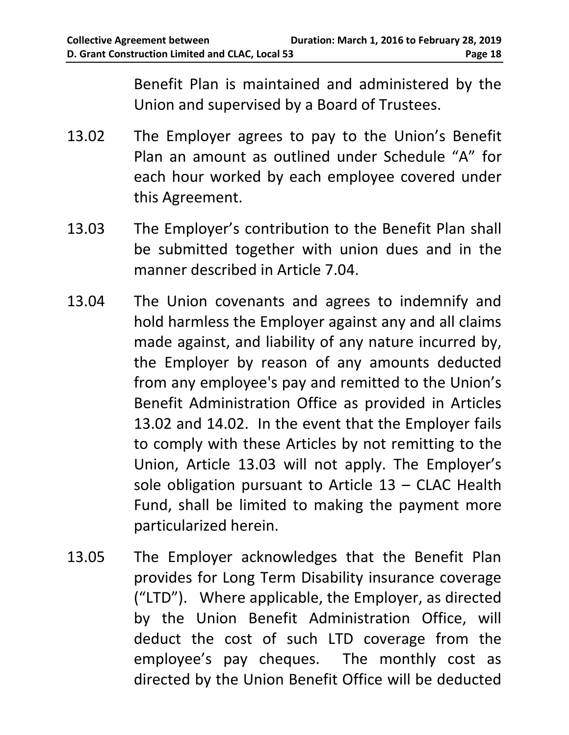Benefit Plan is maintained and administered by the Union and supervised by a Board of Trustees.

13.02 The Employer agrees to pay to the Union's Benefit Plan an amount as outlined under Schedule "A" for each hour worked by each employee covered under this Agreement.

13.03 The Employer's contribution to the Benefit Plan shall be submitted together with union dues and in the manner described in Article 7.04.

13.04 The Union covenants and agrees to indemnify and hold harmless the Employer against any and all claims made against, and liability of any nature incurred by, the Employer by reason of any amounts deducted from any employee's pay and remitted to the Union's Benefit Administration Office as provided in Articles 13.02 and 14.02. In the event that the Employer fails to comply with these Articles by not remitting to the Union, Article 13.03 will not apply. The Employer's sole obligation pursuant to Article 13 – CLAC Health Fund, shall be limited to making the payment more particularized herein.

13.05 The Employer acknowledges that the Benefit Plan provides for Long Term Disability insurance coverage ("LTD"). Where applicable, the Employer, as directed by the Union Benefit Administration Office, will deduct the cost of such LTD coverage from the employee's pay cheques. The monthly cost as directed by the Union Benefit Office will be deducted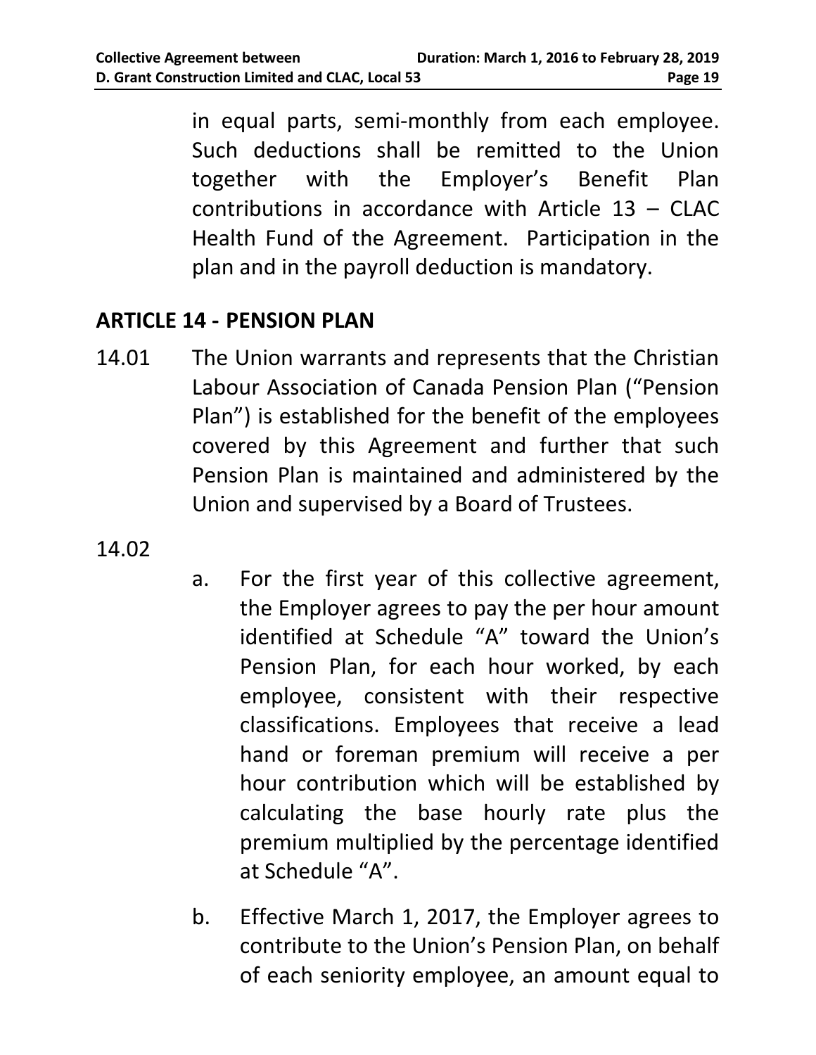in equal parts, semi-monthly from each employee. Such deductions shall be remitted to the Union together with the Employer's Benefit Plan contributions in accordance with Article 13 – CLAC Health Fund of the Agreement. Participation in the plan and in the payroll deduction is mandatory.

## ARTICLE 14 - PENSION PLAN

14.01 The Union warrants and represents that the Christian Labour Association of Canada Pension Plan ("Pension Plan") is established for the benefit of the employees covered by this Agreement and further that such Pension Plan is maintained and administered by the Union and supervised by a Board of Trustees.

14.02

a. For the first year of this collective agreement, the Employer agrees to pay the per hour amount identified at Schedule "A" toward the Union's Pension Plan, for each hour worked, by each employee, consistent with their respective classifications. Employees that receive a lead hand or foreman premium will receive a per hour contribution which will be established by calculating the base hourly rate plus the premium multiplied by the percentage identified at Schedule "A".

b. Effective March 1, 2017, the Employer agrees to contribute to the Union's Pension Plan, on behalf of each seniority employee, an amount equal to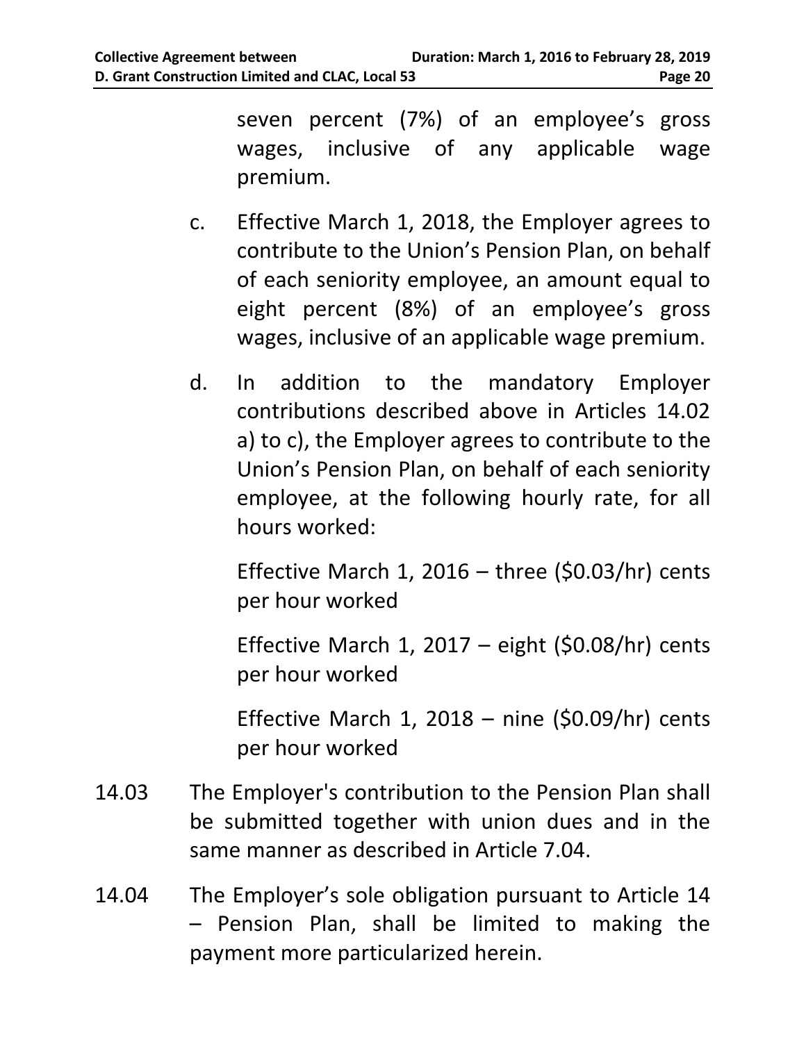seven percent (7%) of an employee's gross wages, inclusive of any applicable wage premium.

c. Effective March 1, 2018, the Employer agrees to contribute to the Union's Pension Plan, on behalf of each seniority employee, an amount equal to eight percent (8%) of an employee's gross wages, inclusive of an applicable wage premium.

d. In addition to the mandatory Employer contributions described above in Articles 14.02 a) to c), the Employer agrees to contribute to the Union's Pension Plan, on behalf of each seniority employee, at the following hourly rate, for all hours worked:

   Effective March 1, 2016 – three ($0.03/hr) cents per hour worked

   Effective March 1, 2017 – eight ($0.08/hr) cents per hour worked

   Effective March 1, 2018 – nine ($0.09/hr) cents per hour worked

14.03 The Employer's contribution to the Pension Plan shall be submitted together with union dues and in the same manner as described in Article 7.04.

14.04 The Employer's sole obligation pursuant to Article 14 – Pension Plan, shall be limited to making the payment more particularized herein.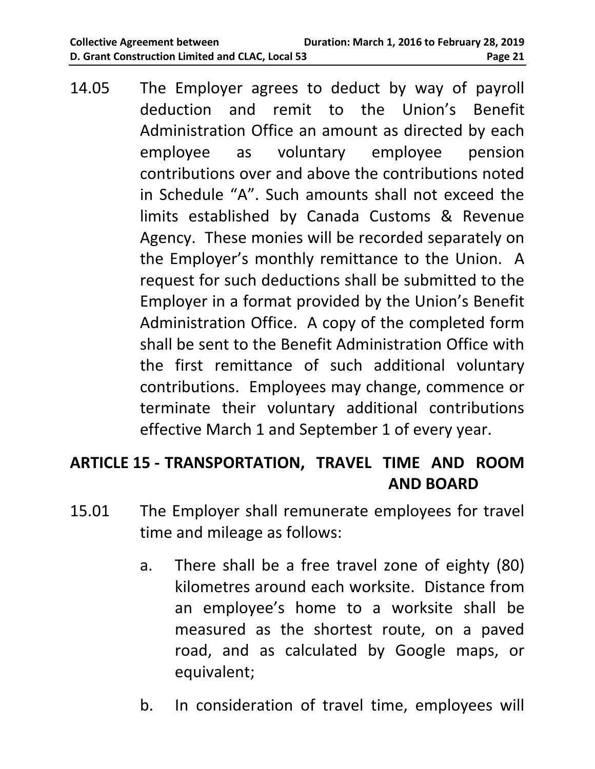14.05 The Employer agrees to deduct by way of payroll deduction and remit to the Union's Benefit Administration Office an amount as directed by each employee as voluntary employee pension contributions over and above the contributions noted in Schedule "A". Such amounts shall not exceed the limits established by Canada Customs & Revenue Agency. These monies will be recorded separately on the Employer's monthly remittance to the Union. A request for such deductions shall be submitted to the Employer in a format provided by the Union's Benefit Administration Office. A copy of the completed form shall be sent to the Benefit Administration Office with the first remittance of such additional voluntary contributions. Employees may change, commence or terminate their voluntary additional contributions effective March 1 and September 1 of every year.

## ARTICLE 15 - TRANSPORTATION, TRAVEL TIME AND ROOM AND BOARD

15.01 The Employer shall remunerate employees for travel time and mileage as follows:

a. There shall be a free travel zone of eighty (80) kilometres around each worksite. Distance from an employee's home to a worksite shall be measured as the shortest route, on a paved road, and as calculated by Google maps, or equivalent;

b. In consideration of travel time, employees will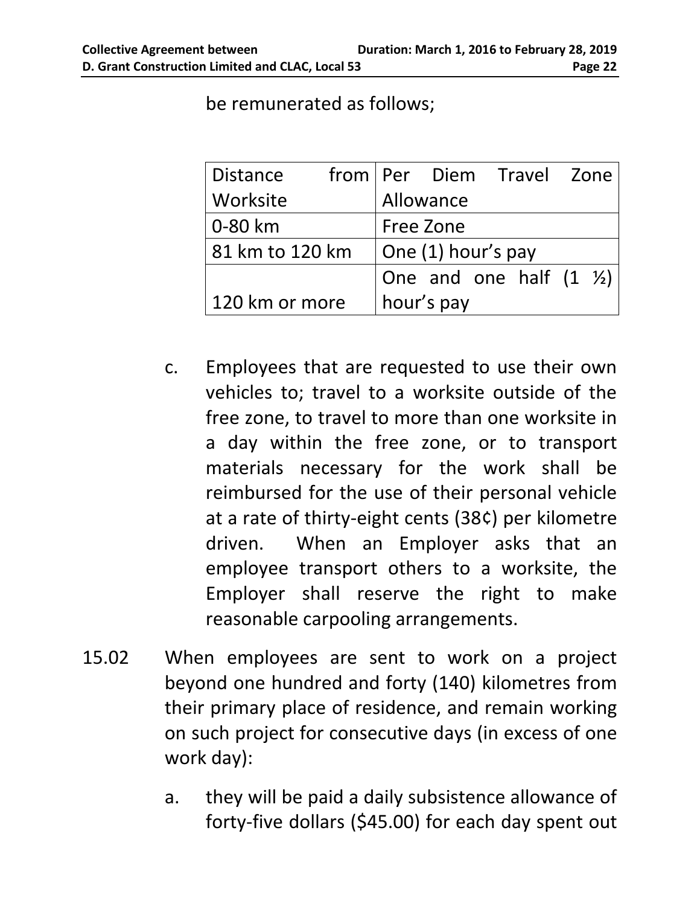be remunerated as follows;

| Distance from Worksite | Per Diem Travel Zone Allowance |
| --- | --- |
| 0-80 km | Free Zone |
| 81 km to 120 km | One (1) hour's pay |
| 120 km or more | One and one half (1 ½) hour's pay |

c. Employees that are requested to use their own vehicles to; travel to a worksite outside of the free zone, to travel to more than one worksite in a day within the free zone, or to transport materials necessary for the work shall be reimbursed for the use of their personal vehicle at a rate of thirty-eight cents (38¢) per kilometre driven. When an Employer asks that an employee transport others to a worksite, the Employer shall reserve the right to make reasonable carpooling arrangements.

15.02 When employees are sent to work on a project beyond one hundred and forty (140) kilometres from their primary place of residence, and remain working on such project for consecutive days (in excess of one work day):

a. they will be paid a daily subsistence allowance of forty-five dollars ($45.00) for each day spent out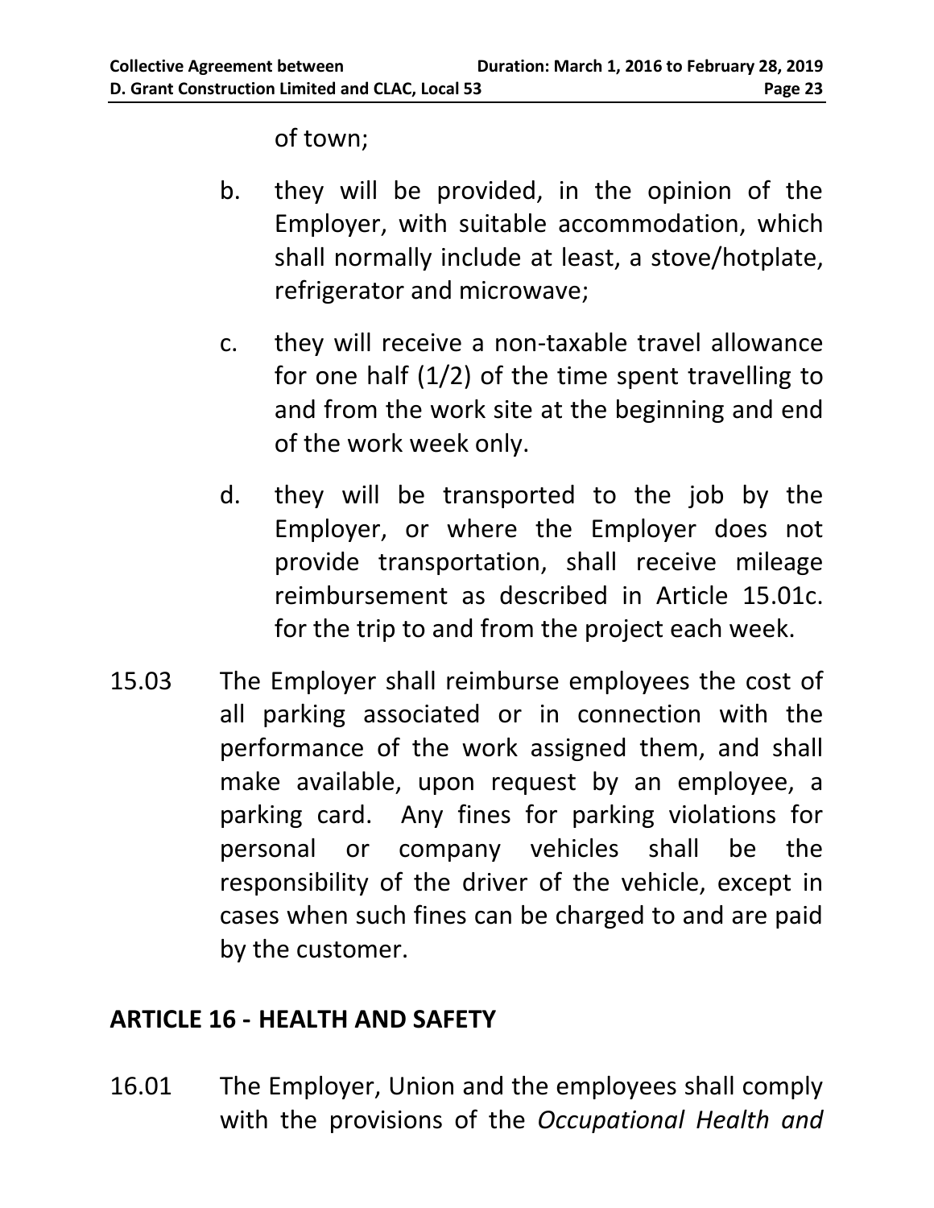of town;

b. they will be provided, in the opinion of the Employer, with suitable accommodation, which shall normally include at least, a stove/hotplate, refrigerator and microwave;

c. they will receive a non-taxable travel allowance for one half (1/2) of the time spent travelling to and from the work site at the beginning and end of the work week only.

d. they will be transported to the job by the Employer, or where the Employer does not provide transportation, shall receive mileage reimbursement as described in Article 15.01c. for the trip to and from the project each week.

15.03 The Employer shall reimburse employees the cost of all parking associated or in connection with the performance of the work assigned them, and shall make available, upon request by an employee, a parking card. Any fines for parking violations for personal or company vehicles shall be the responsibility of the driver of the vehicle, except in cases when such fines can be charged to and are paid by the customer.

## ARTICLE 16 - HEALTH AND SAFETY

16.01 The Employer, Union and the employees shall comply with the provisions of the *Occupational Health and*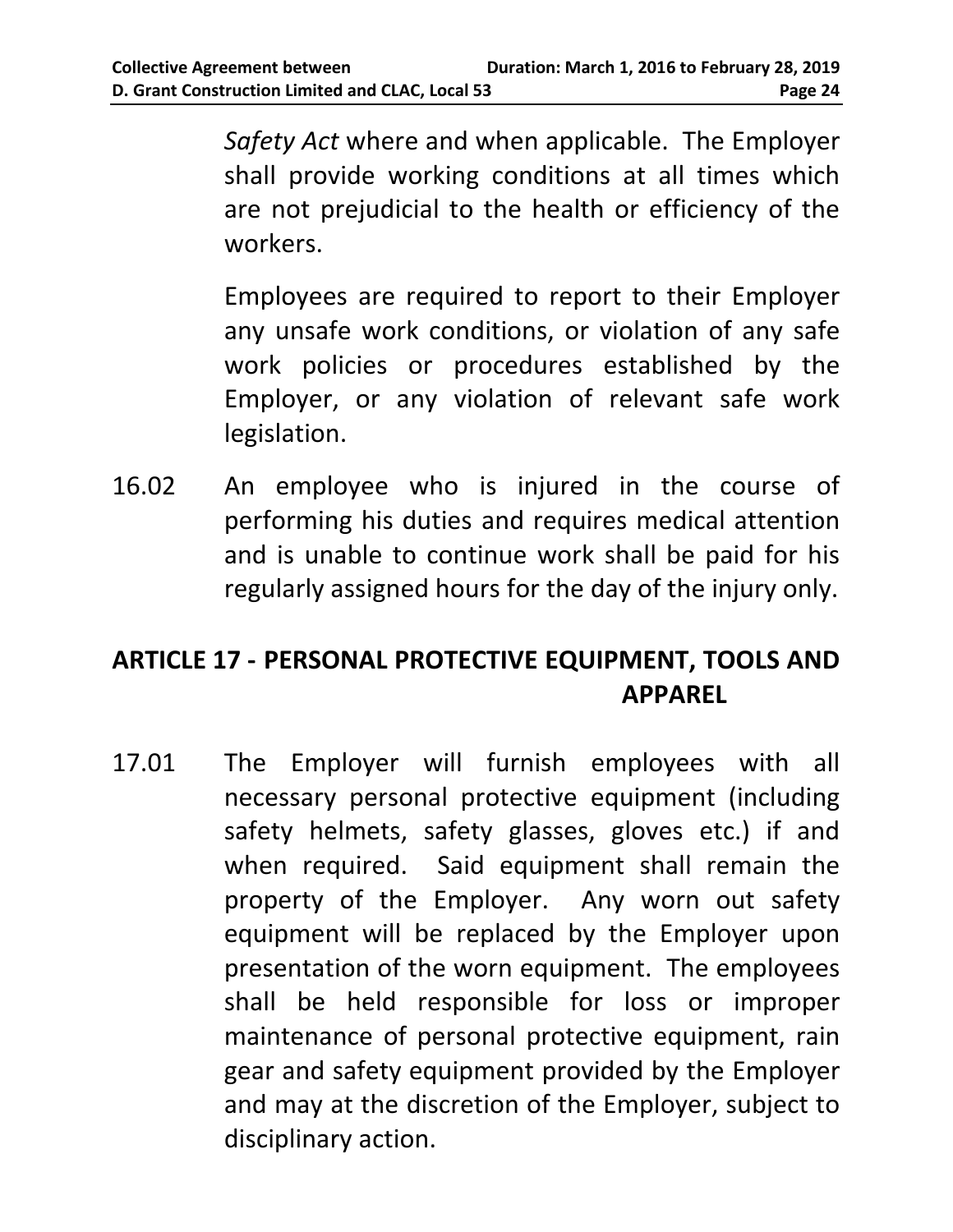*Safety Act* where and when applicable. The Employer shall provide working conditions at all times which are not prejudicial to the health or efficiency of the workers.

Employees are required to report to their Employer any unsafe work conditions, or violation of any safe work policies or procedures established by the Employer, or any violation of relevant safe work legislation.

16.02 An employee who is injured in the course of performing his duties and requires medical attention and is unable to continue work shall be paid for his regularly assigned hours for the day of the injury only.

## ARTICLE 17 - PERSONAL PROTECTIVE EQUIPMENT, TOOLS AND APPAREL

17.01 The Employer will furnish employees with all necessary personal protective equipment (including safety helmets, safety glasses, gloves etc.) if and when required. Said equipment shall remain the property of the Employer. Any worn out safety equipment will be replaced by the Employer upon presentation of the worn equipment. The employees shall be held responsible for loss or improper maintenance of personal protective equipment, rain gear and safety equipment provided by the Employer and may at the discretion of the Employer, subject to disciplinary action.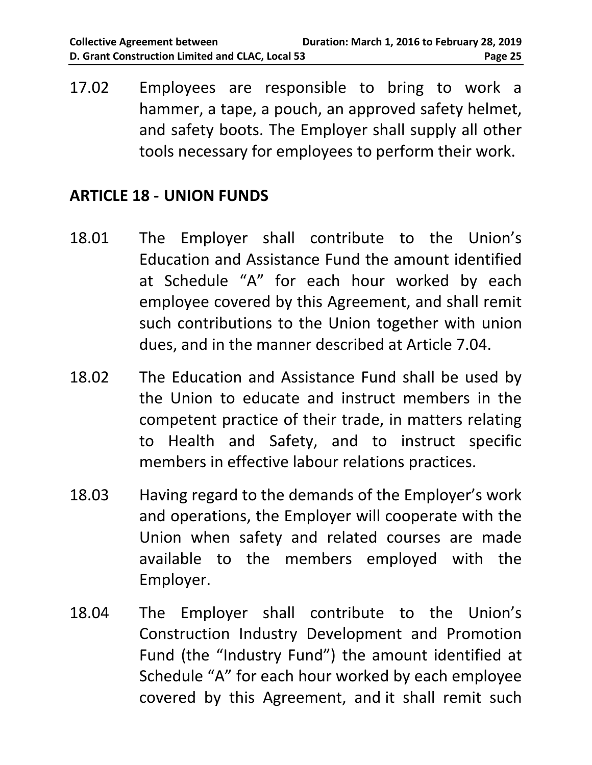17.02 Employees are responsible to bring to work a hammer, a tape, a pouch, an approved safety helmet, and safety boots. The Employer shall supply all other tools necessary for employees to perform their work.

## ARTICLE 18 - UNION FUNDS

18.01 The Employer shall contribute to the Union's Education and Assistance Fund the amount identified at Schedule "A" for each hour worked by each employee covered by this Agreement, and shall remit such contributions to the Union together with union dues, and in the manner described at Article 7.04.

18.02 The Education and Assistance Fund shall be used by the Union to educate and instruct members in the competent practice of their trade, in matters relating to Health and Safety, and to instruct specific members in effective labour relations practices.

18.03 Having regard to the demands of the Employer's work and operations, the Employer will cooperate with the Union when safety and related courses are made available to the members employed with the Employer.

18.04 The Employer shall contribute to the Union's Construction Industry Development and Promotion Fund (the "Industry Fund") the amount identified at Schedule "A" for each hour worked by each employee covered by this Agreement, and it shall remit such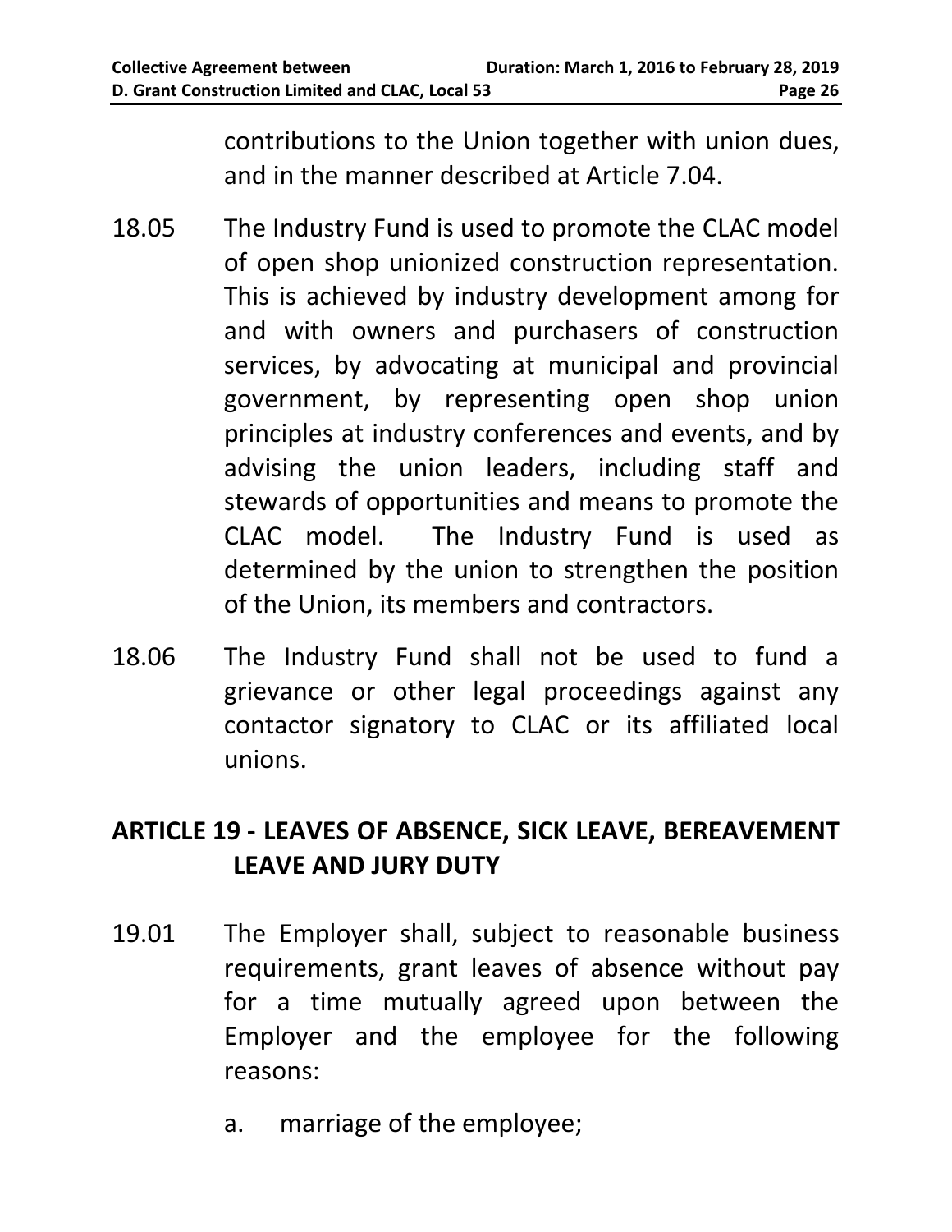contributions to the Union together with union dues, and in the manner described at Article 7.04.

18.05 The Industry Fund is used to promote the CLAC model of open shop unionized construction representation. This is achieved by industry development among for and with owners and purchasers of construction services, by advocating at municipal and provincial government, by representing open shop union principles at industry conferences and events, and by advising the union leaders, including staff and stewards of opportunities and means to promote the CLAC model. The Industry Fund is used as determined by the union to strengthen the position of the Union, its members and contractors.

18.06 The Industry Fund shall not be used to fund a grievance or other legal proceedings against any contactor signatory to CLAC or its affiliated local unions.

## ARTICLE 19 - LEAVES OF ABSENCE, SICK LEAVE, BEREAVEMENT LEAVE AND JURY DUTY

19.01 The Employer shall, subject to reasonable business requirements, grant leaves of absence without pay for a time mutually agreed upon between the Employer and the employee for the following reasons:

a. marriage of the employee;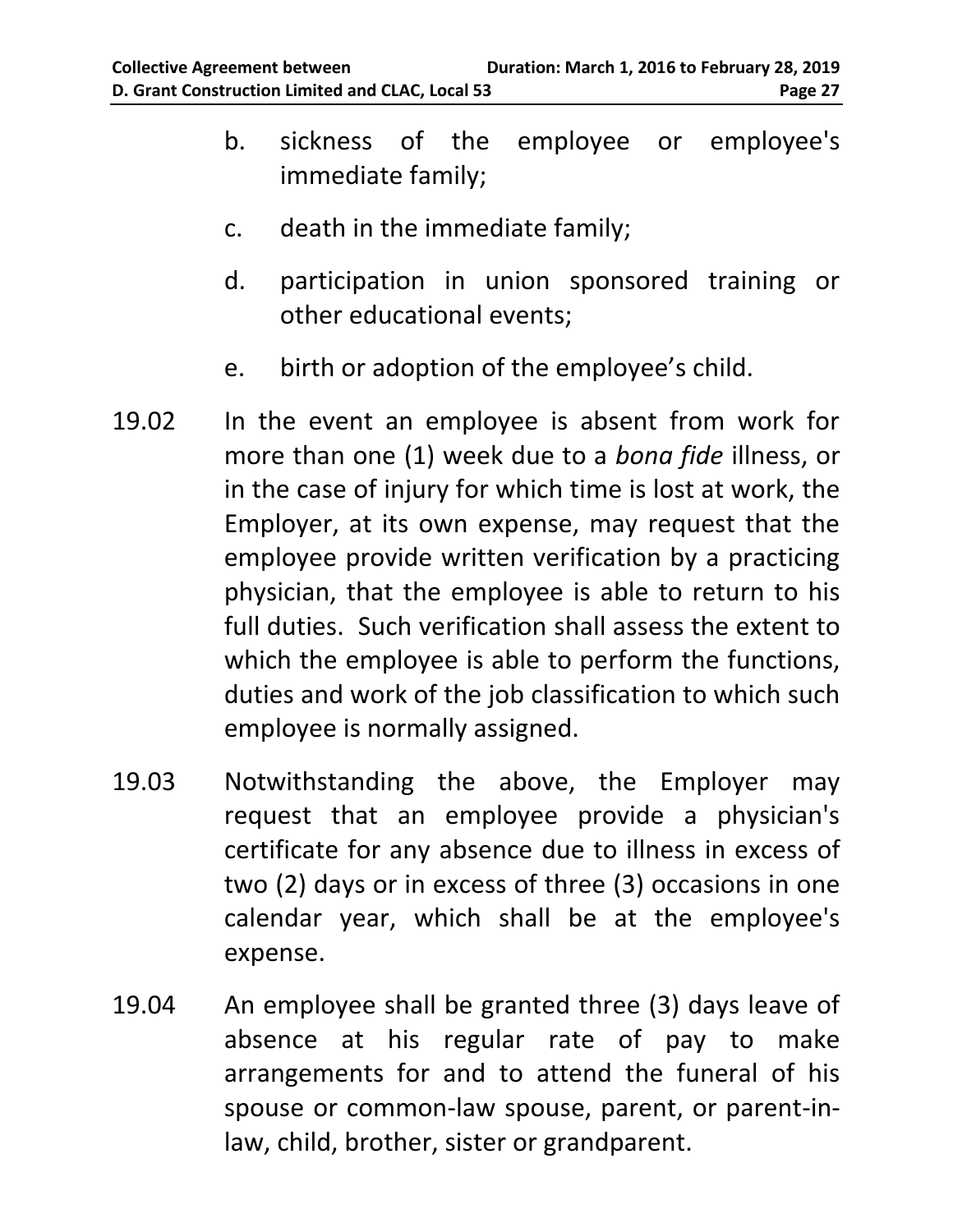b. sickness of the employee or employee's immediate family;

c. death in the immediate family;

d. participation in union sponsored training or other educational events;

e. birth or adoption of the employee’s child.

19.02 In the event an employee is absent from work for more than one (1) week due to a *bona fide* illness, or in the case of injury for which time is lost at work, the Employer, at its own expense, may request that the employee provide written verification by a practicing physician, that the employee is able to return to his full duties. Such verification shall assess the extent to which the employee is able to perform the functions, duties and work of the job classification to which such employee is normally assigned.

19.03 Notwithstanding the above, the Employer may request that an employee provide a physician's certificate for any absence due to illness in excess of two (2) days or in excess of three (3) occasions in one calendar year, which shall be at the employee's expense.

19.04 An employee shall be granted three (3) days leave of absence at his regular rate of pay to make arrangements for and to attend the funeral of his spouse or common-law spouse, parent, or parent-in-law, child, brother, sister or grandparent.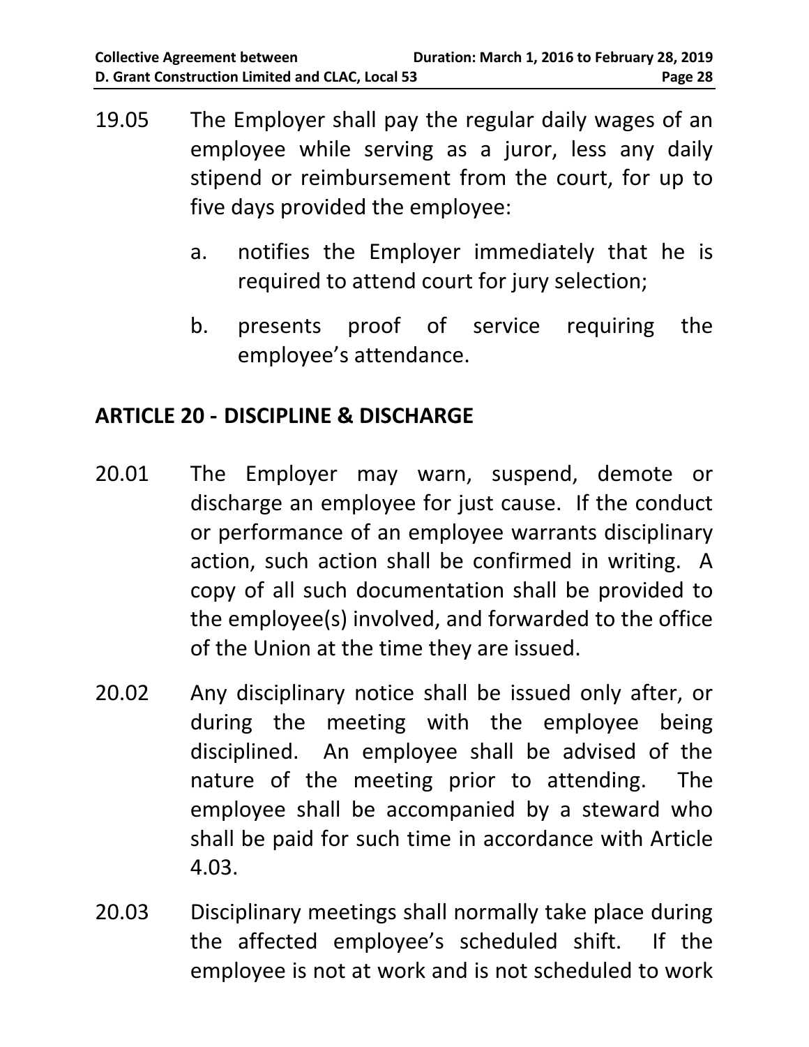19.05 The Employer shall pay the regular daily wages of an employee while serving as a juror, less any daily stipend or reimbursement from the court, for up to five days provided the employee:

a. notifies the Employer immediately that he is required to attend court for jury selection;

b. presents proof of service requiring the employee's attendance.

## ARTICLE 20 - DISCIPLINE & DISCHARGE

20.01 The Employer may warn, suspend, demote or discharge an employee for just cause. If the conduct or performance of an employee warrants disciplinary action, such action shall be confirmed in writing. A copy of all such documentation shall be provided to the employee(s) involved, and forwarded to the office of the Union at the time they are issued.

20.02 Any disciplinary notice shall be issued only after, or during the meeting with the employee being disciplined. An employee shall be advised of the nature of the meeting prior to attending. The employee shall be accompanied by a steward who shall be paid for such time in accordance with Article 4.03.

20.03 Disciplinary meetings shall normally take place during the affected employee's scheduled shift. If the employee is not at work and is not scheduled to work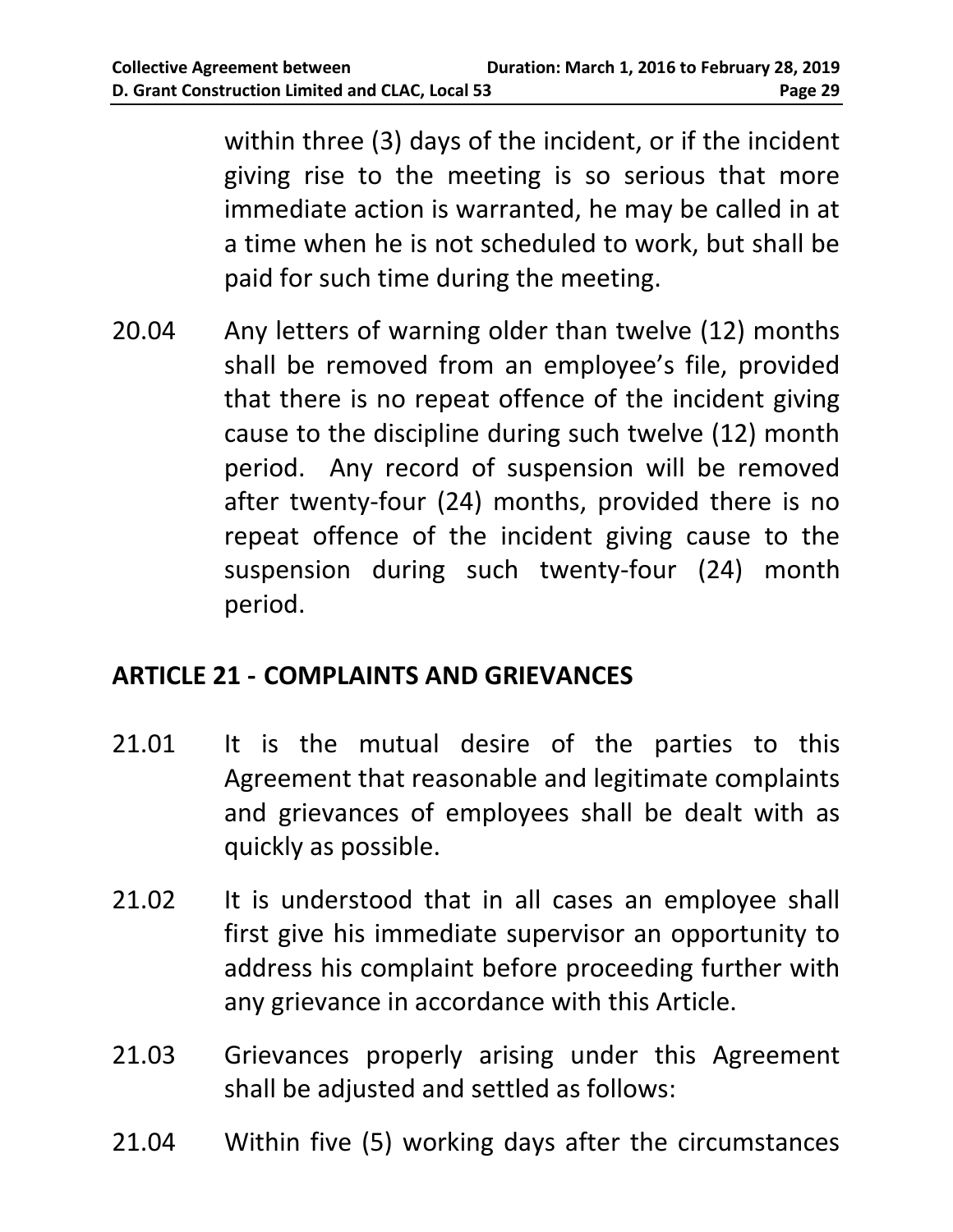within three (3) days of the incident, or if the incident giving rise to the meeting is so serious that more immediate action is warranted, he may be called in at a time when he is not scheduled to work, but shall be paid for such time during the meeting.

20.04 Any letters of warning older than twelve (12) months shall be removed from an employee's file, provided that there is no repeat offence of the incident giving cause to the discipline during such twelve (12) month period. Any record of suspension will be removed after twenty-four (24) months, provided there is no repeat offence of the incident giving cause to the suspension during such twenty-four (24) month period.

## ARTICLE 21 - COMPLAINTS AND GRIEVANCES

21.01 It is the mutual desire of the parties to this Agreement that reasonable and legitimate complaints and grievances of employees shall be dealt with as quickly as possible.

21.02 It is understood that in all cases an employee shall first give his immediate supervisor an opportunity to address his complaint before proceeding further with any grievance in accordance with this Article.

21.03 Grievances properly arising under this Agreement shall be adjusted and settled as follows:

21.04 Within five (5) working days after the circumstances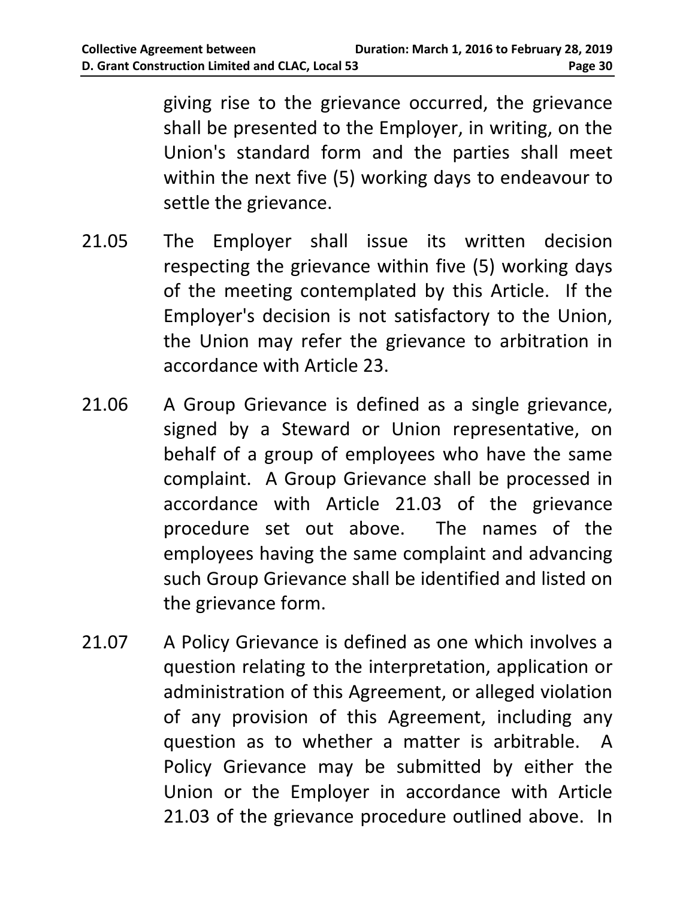giving rise to the grievance occurred, the grievance shall be presented to the Employer, in writing, on the Union's standard form and the parties shall meet within the next five (5) working days to endeavour to settle the grievance.

21.05 The Employer shall issue its written decision respecting the grievance within five (5) working days of the meeting contemplated by this Article. If the Employer's decision is not satisfactory to the Union, the Union may refer the grievance to arbitration in accordance with Article 23.

21.06 A Group Grievance is defined as a single grievance, signed by a Steward or Union representative, on behalf of a group of employees who have the same complaint. A Group Grievance shall be processed in accordance with Article 21.03 of the grievance procedure set out above. The names of the employees having the same complaint and advancing such Group Grievance shall be identified and listed on the grievance form.

21.07 A Policy Grievance is defined as one which involves a question relating to the interpretation, application or administration of this Agreement, or alleged violation of any provision of this Agreement, including any question as to whether a matter is arbitrable. A Policy Grievance may be submitted by either the Union or the Employer in accordance with Article 21.03 of the grievance procedure outlined above. In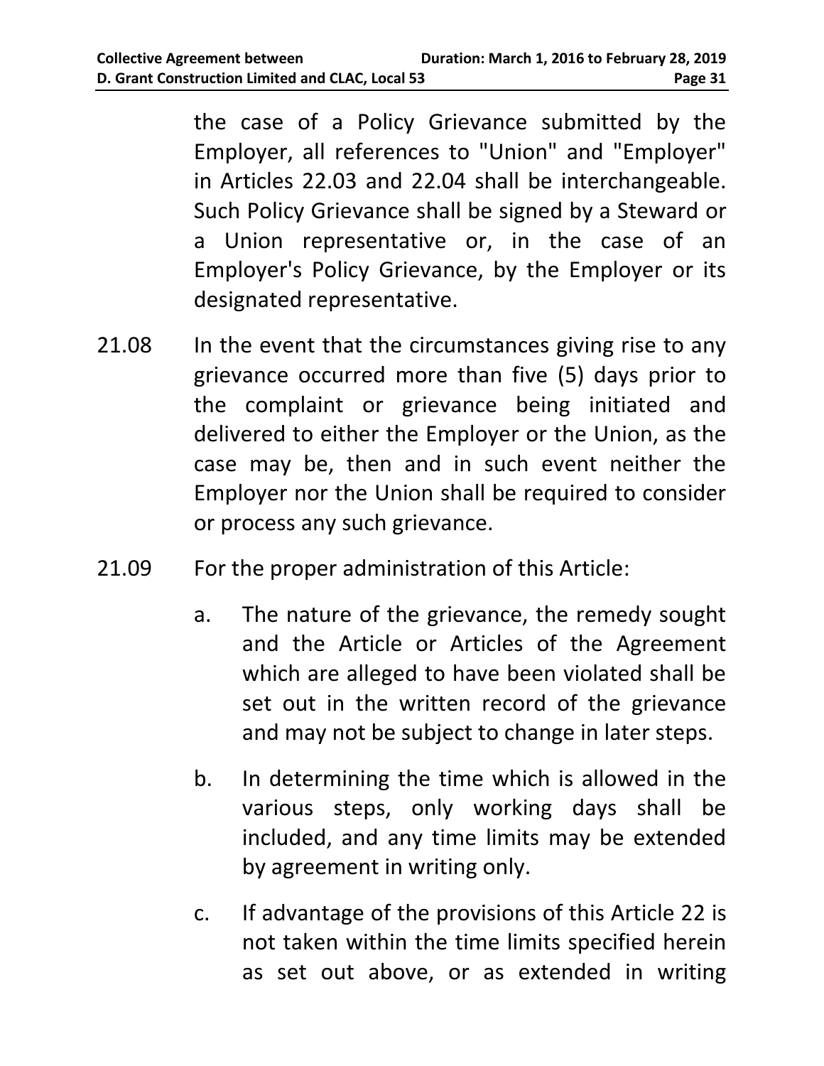the case of a Policy Grievance submitted by the Employer, all references to "Union" and "Employer" in Articles 22.03 and 22.04 shall be interchangeable. Such Policy Grievance shall be signed by a Steward or a Union representative or, in the case of an Employer's Policy Grievance, by the Employer or its designated representative.

21.08 In the event that the circumstances giving rise to any grievance occurred more than five (5) days prior to the complaint or grievance being initiated and delivered to either the Employer or the Union, as the case may be, then and in such event neither the Employer nor the Union shall be required to consider or process any such grievance.

21.09 For the proper administration of this Article:

a. The nature of the grievance, the remedy sought and the Article or Articles of the Agreement which are alleged to have been violated shall be set out in the written record of the grievance and may not be subject to change in later steps.

b. In determining the time which is allowed in the various steps, only working days shall be included, and any time limits may be extended by agreement in writing only.

c. If advantage of the provisions of this Article 22 is not taken within the time limits specified herein as set out above, or as extended in writing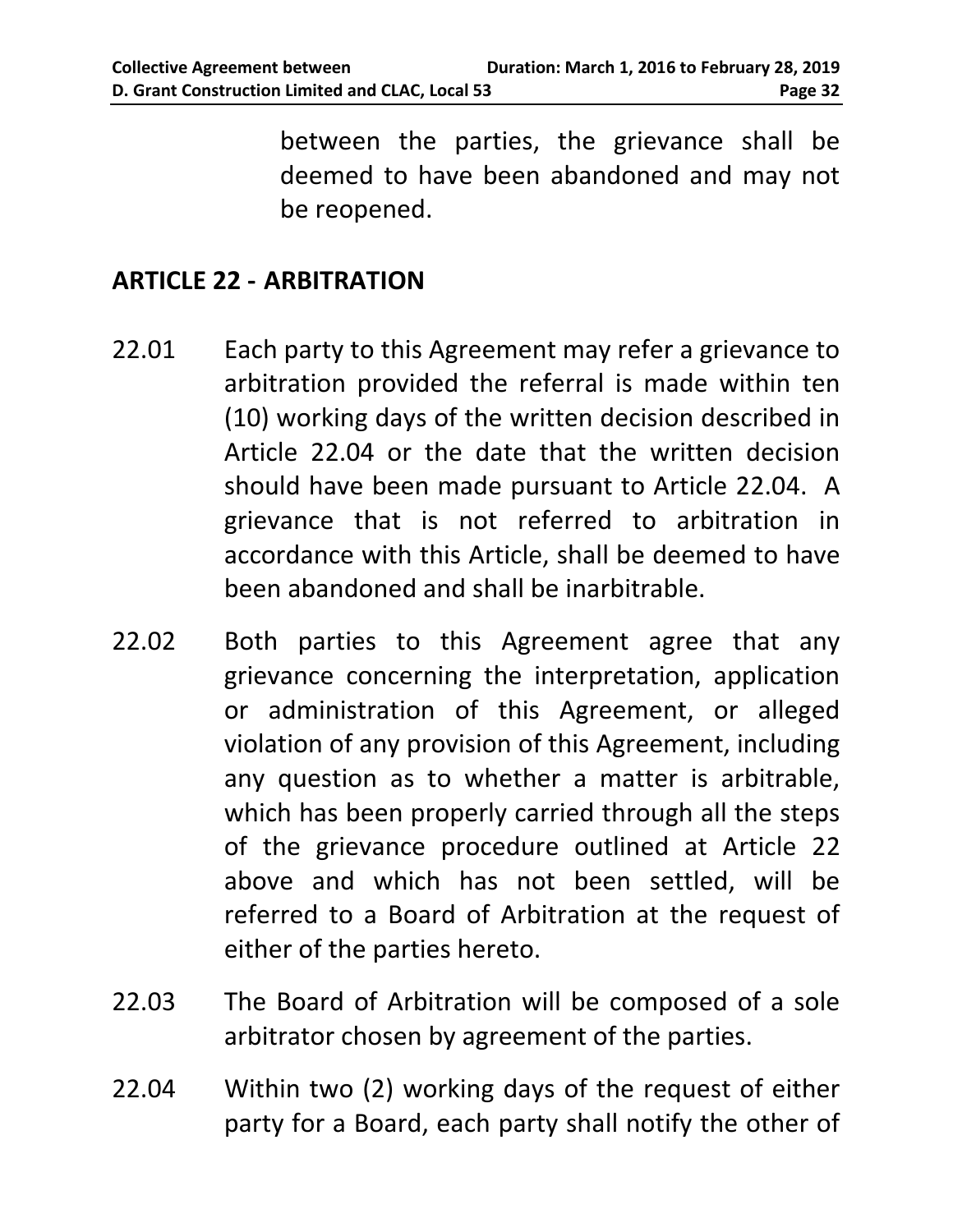between the parties, the grievance shall be deemed to have been abandoned and may not be reopened.

## ARTICLE 22 - ARBITRATION

22.01 Each party to this Agreement may refer a grievance to arbitration provided the referral is made within ten (10) working days of the written decision described in Article 22.04 or the date that the written decision should have been made pursuant to Article 22.04. A grievance that is not referred to arbitration in accordance with this Article, shall be deemed to have been abandoned and shall be inarbitrable.

22.02 Both parties to this Agreement agree that any grievance concerning the interpretation, application or administration of this Agreement, or alleged violation of any provision of this Agreement, including any question as to whether a matter is arbitrable, which has been properly carried through all the steps of the grievance procedure outlined at Article 22 above and which has not been settled, will be referred to a Board of Arbitration at the request of either of the parties hereto.

22.03 The Board of Arbitration will be composed of a sole arbitrator chosen by agreement of the parties.

22.04 Within two (2) working days of the request of either party for a Board, each party shall notify the other of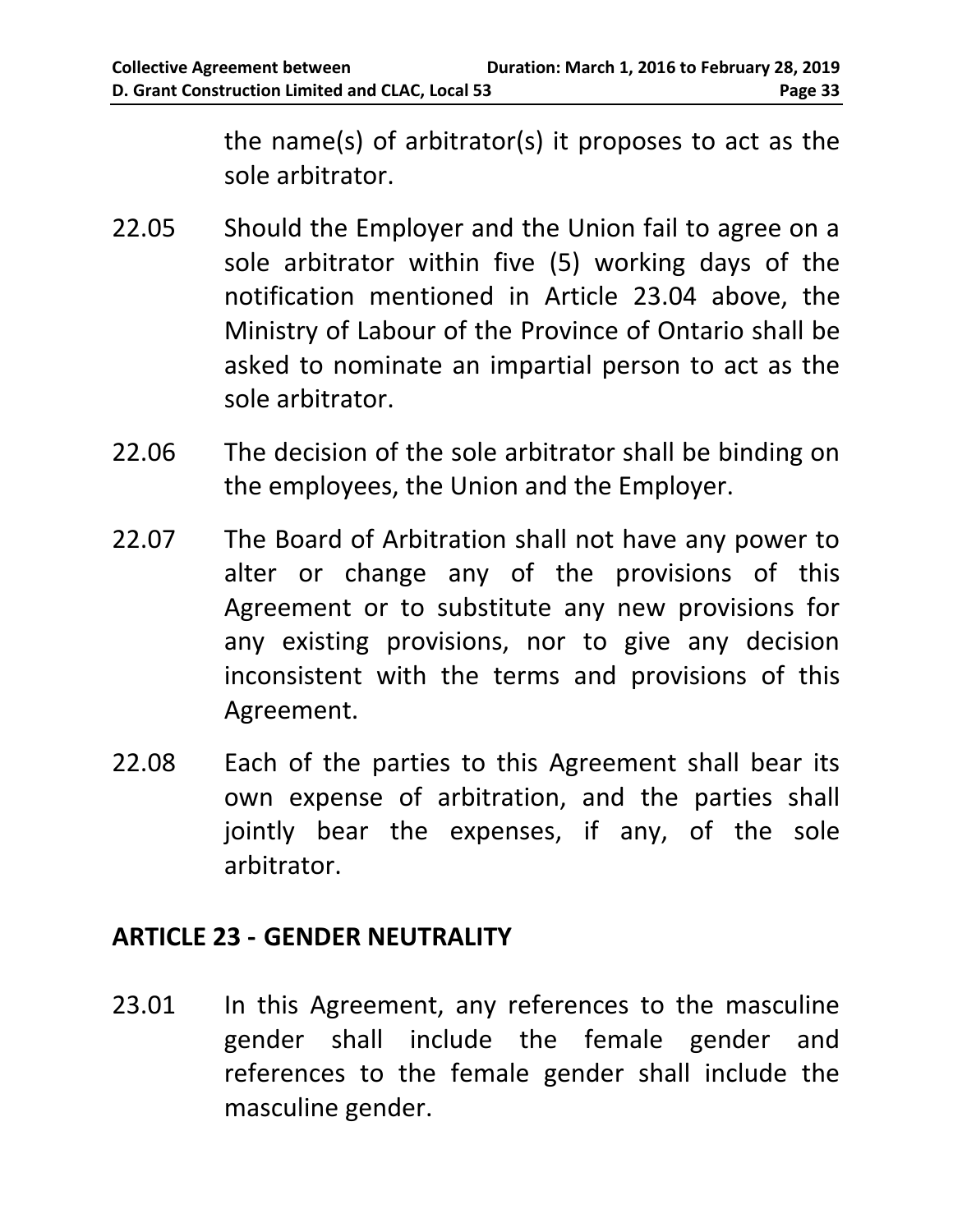the name(s) of arbitrator(s) it proposes to act as the sole arbitrator.

22.05 Should the Employer and the Union fail to agree on a sole arbitrator within five (5) working days of the notification mentioned in Article 23.04 above, the Ministry of Labour of the Province of Ontario shall be asked to nominate an impartial person to act as the sole arbitrator.

22.06 The decision of the sole arbitrator shall be binding on the employees, the Union and the Employer.

22.07 The Board of Arbitration shall not have any power to alter or change any of the provisions of this Agreement or to substitute any new provisions for any existing provisions, nor to give any decision inconsistent with the terms and provisions of this Agreement.

22.08 Each of the parties to this Agreement shall bear its own expense of arbitration, and the parties shall jointly bear the expenses, if any, of the sole arbitrator.

## ARTICLE 23 - GENDER NEUTRALITY

23.01 In this Agreement, any references to the masculine gender shall include the female gender and references to the female gender shall include the masculine gender.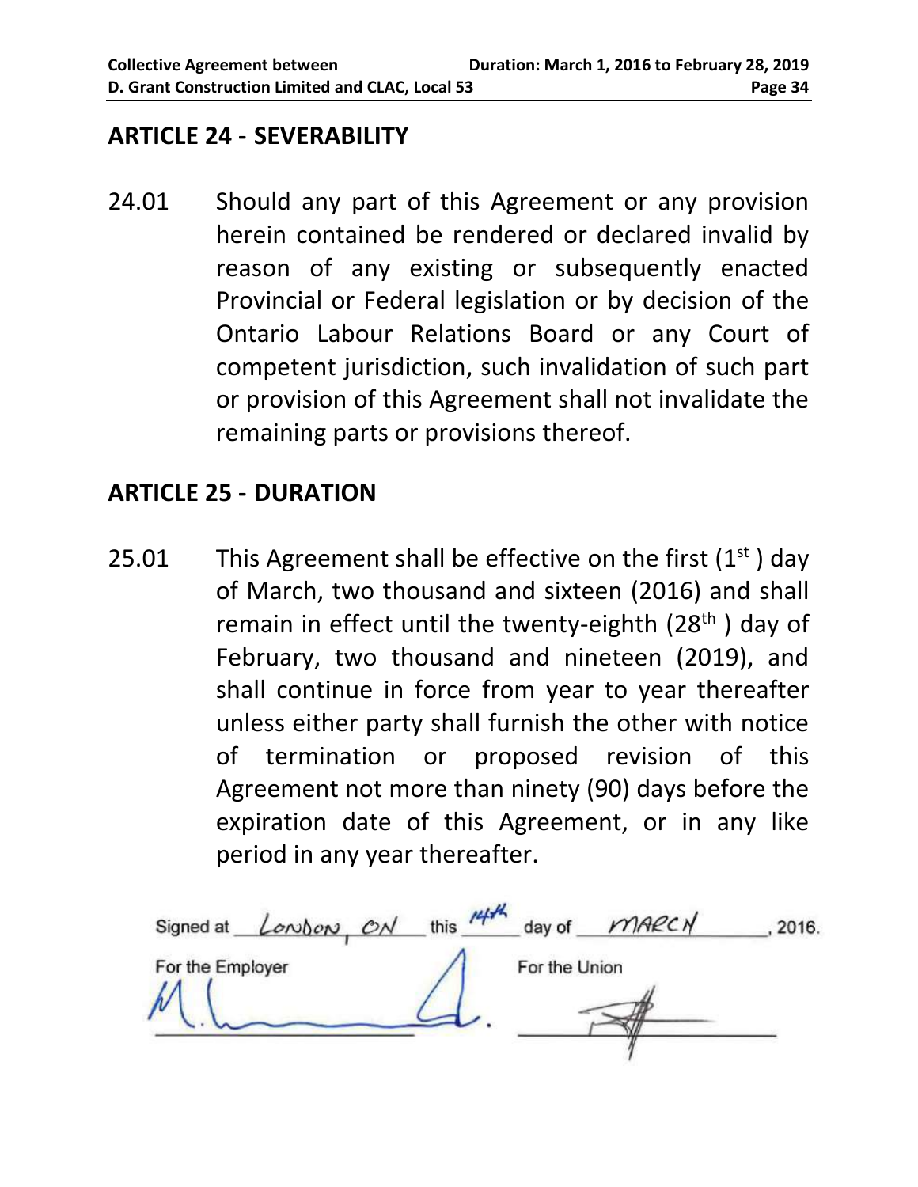## ARTICLE 24 - SEVERABILITY

24.01 Should any part of this Agreement or any provision herein contained be rendered or declared invalid by reason of any existing or subsequently enacted Provincial or Federal legislation or by decision of the Ontario Labour Relations Board or any Court of competent jurisdiction, such invalidation of such part or provision of this Agreement shall not invalidate the remaining parts or provisions thereof.

## ARTICLE 25 - DURATION

25.01 This Agreement shall be effective on the first (1st) day of March, two thousand and sixteen (2016) and shall remain in effect until the twenty-eighth (28th) day of February, two thousand and nineteen (2019), and shall continue in force from year to year thereafter unless either party shall furnish the other with notice of termination or proposed revision of this Agreement not more than ninety (90) days before the expiration date of this Agreement, or in any like period in any year thereafter.

Signed at London, ON this 14th day of March, 2016.

| For the Employer | For the Union |
|---|---|
| _____________________ | _____________________ |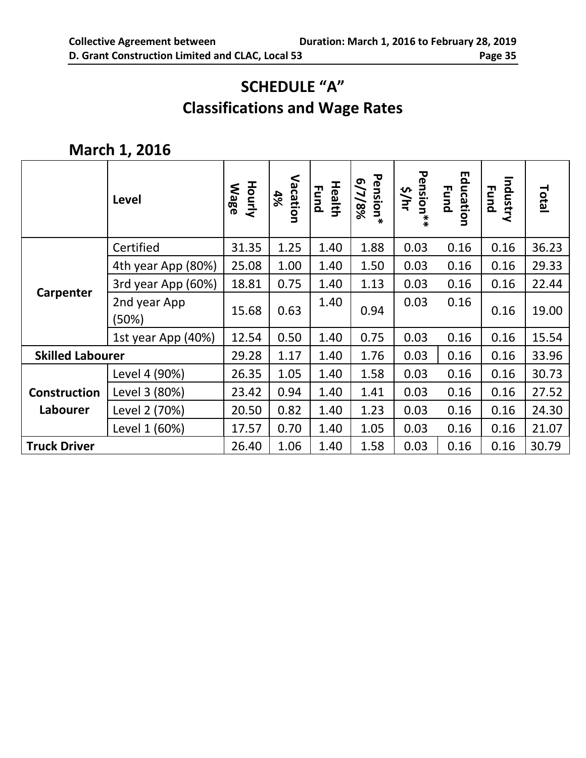# SCHEDULE "A"
## Classifications and Wage Rates

## March 1, 2016

| | Level | Hourly Wage | Vacation 4% | Health Fund | Pension* 6/7/8% | Pension** $/hr | Education Fund | Industry Fund | Total |
|---|---|---|---|---|---|---|---|---|---|
| Carpenter | Certified | 31.35 | 1.25 | 1.40 | 1.88 | 0.03 | 0.16 | 0.16 | 36.23 |
| | 4th year App (80%) | 25.08 | 1.00 | 1.40 | 1.50 | 0.03 | 0.16 | 0.16 | 29.33 |
| | 3rd year App (60%) | 18.81 | 0.75 | 1.40 | 1.13 | 0.03 | 0.16 | 0.16 | 22.44 |
| | 2nd year App (50%) | 15.68 | 0.63 | 1.40 | 0.94 | 0.03 | 0.16 | 0.16 | 19.00 |
| | 1st year App (40%) | 12.54 | 0.50 | 1.40 | 0.75 | 0.03 | 0.16 | 0.16 | 15.54 |
| Skilled Labourer | | 29.28 | 1.17 | 1.40 | 1.76 | 0.03 | 0.16 | 0.16 | 33.96 |
| Construction Labourer | Level 4 (90%) | 26.35 | 1.05 | 1.40 | 1.58 | 0.03 | 0.16 | 0.16 | 30.73 |
| | Level 3 (80%) | 23.42 | 0.94 | 1.40 | 1.41 | 0.03 | 0.16 | 0.16 | 27.52 |
| | Level 2 (70%) | 20.50 | 0.82 | 1.40 | 1.23 | 0.03 | 0.16 | 0.16 | 24.30 |
| | Level 1 (60%) | 17.57 | 0.70 | 1.40 | 1.05 | 0.03 | 0.16 | 0.16 | 21.07 |
| Truck Driver | | 26.40 | 1.06 | 1.40 | 1.58 | 0.03 | 0.16 | 0.16 | 30.79 |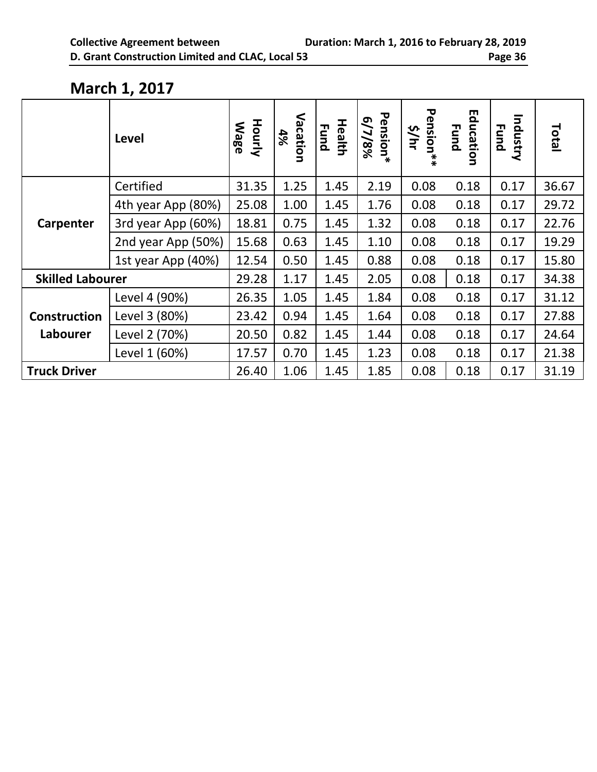## March 1, 2017

| | Level | Hourly Wage | Vacation 4% | Health Fund | Pension* 6/7/8% | Pension** $/hr | Education Fund | Industry Fund | Total |
|---|---|---|---|---|---|---|---|---|---|
| Carpenter | Certified | 31.35 | 1.25 | 1.45 | 2.19 | 0.08 | 0.18 | 0.17 | 36.67 |
| | 4th year App (80%) | 25.08 | 1.00 | 1.45 | 1.76 | 0.08 | 0.18 | 0.17 | 29.72 |
| | 3rd year App (60%) | 18.81 | 0.75 | 1.45 | 1.32 | 0.08 | 0.18 | 0.17 | 22.76 |
| | 2nd year App (50%) | 15.68 | 0.63 | 1.45 | 1.10 | 0.08 | 0.18 | 0.17 | 19.29 |
| | 1st year App (40%) | 12.54 | 0.50 | 1.45 | 0.88 | 0.08 | 0.18 | 0.17 | 15.80 |
| Skilled Labourer | | 29.28 | 1.17 | 1.45 | 2.05 | 0.08 | 0.18 | 0.17 | 34.38 |
| Construction Labourer | Level 4 (90%) | 26.35 | 1.05 | 1.45 | 1.84 | 0.08 | 0.18 | 0.17 | 31.12 |
| | Level 3 (80%) | 23.42 | 0.94 | 1.45 | 1.64 | 0.08 | 0.18 | 0.17 | 27.88 |
| | Level 2 (70%) | 20.50 | 0.82 | 1.45 | 1.44 | 0.08 | 0.18 | 0.17 | 24.64 |
| | Level 1 (60%) | 17.57 | 0.70 | 1.45 | 1.23 | 0.08 | 0.18 | 0.17 | 21.38 |
| Truck Driver | | 26.40 | 1.06 | 1.45 | 1.85 | 0.08 | 0.18 | 0.17 | 31.19 |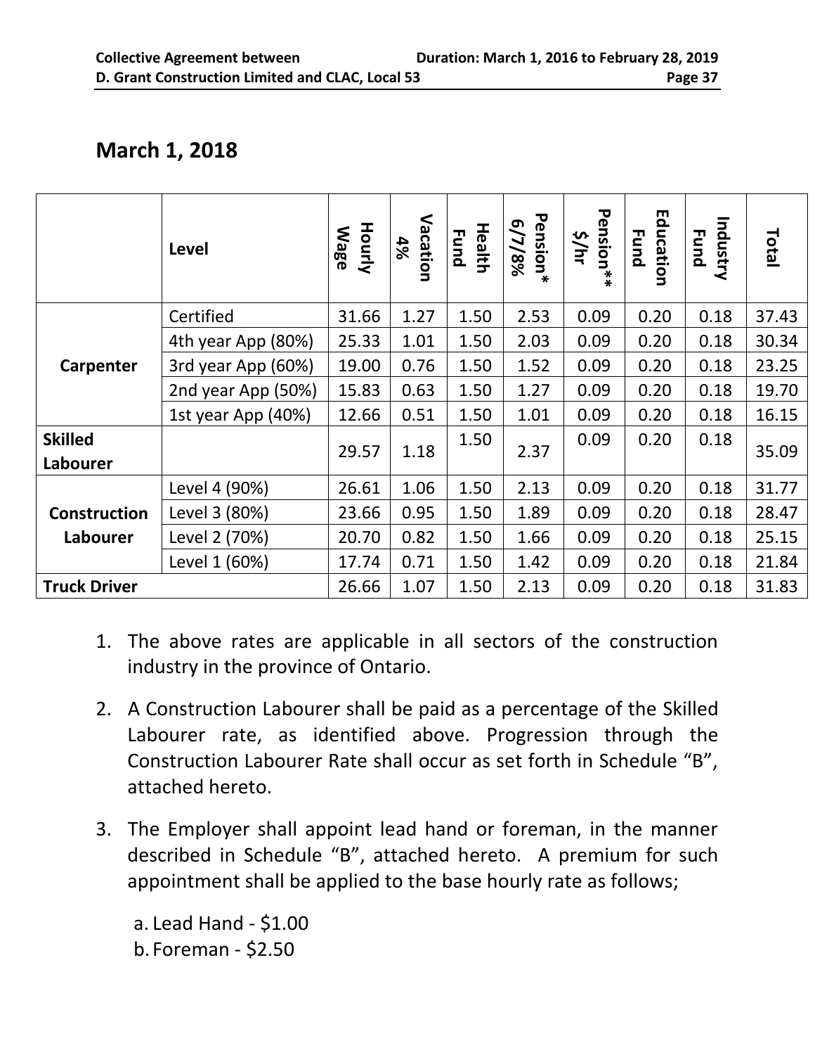## March 1, 2018

| | Level | Hourly Wage | Vacation 4% | Health Fund | Pension* 6/7/8% | Pension** $/hr | Education Fund | Industry Fund | Total |
|---|---|---|---|---|---|---|---|---|---|
| Carpenter | Certified | 31.66 | 1.27 | 1.50 | 2.53 | 0.09 | 0.20 | 0.18 | 37.43 |
| | 4th year App (80%) | 25.33 | 1.01 | 1.50 | 2.03 | 0.09 | 0.20 | 0.18 | 30.34 |
| | 3rd year App (60%) | 19.00 | 0.76 | 1.50 | 1.52 | 0.09 | 0.20 | 0.18 | 23.25 |
| | 2nd year App (50%) | 15.83 | 0.63 | 1.50 | 1.27 | 0.09 | 0.20 | 0.18 | 19.70 |
| | 1st year App (40%) | 12.66 | 0.51 | 1.50 | 1.01 | 0.09 | 0.20 | 0.18 | 16.15 |
| **Skilled Labourer** | | 29.57 | 1.18 | 1.50 | 2.37 | 0.09 | 0.20 | 0.18 | 35.09 |
| **Construction Labourer** | Level 4 (90%) | 26.61 | 1.06 | 1.50 | 2.13 | 0.09 | 0.20 | 0.18 | 31.77 |
| | Level 3 (80%) | 23.66 | 0.95 | 1.50 | 1.89 | 0.09 | 0.20 | 0.18 | 28.47 |
| | Level 2 (70%) | 20.70 | 0.82 | 1.50 | 1.66 | 0.09 | 0.20 | 0.18 | 25.15 |
| | Level 1 (60%) | 17.74 | 0.71 | 1.50 | 1.42 | 0.09 | 0.20 | 0.18 | 21.84 |
| **Truck Driver** | | 26.66 | 1.07 | 1.50 | 2.13 | 0.09 | 0.20 | 0.18 | 31.83 |

1. The above rates are applicable in all sectors of the construction industry in the province of Ontario.

2. A Construction Labourer shall be paid as a percentage of the Skilled Labourer rate, as identified above. Progression through the Construction Labourer Rate shall occur as set forth in Schedule "B", attached hereto.

3. The Employer shall appoint lead hand or foreman, in the manner described in Schedule "B", attached hereto. A premium for such appointment shall be applied to the base hourly rate as follows;

   a. Lead Hand - $1.00
   b. Foreman - $2.50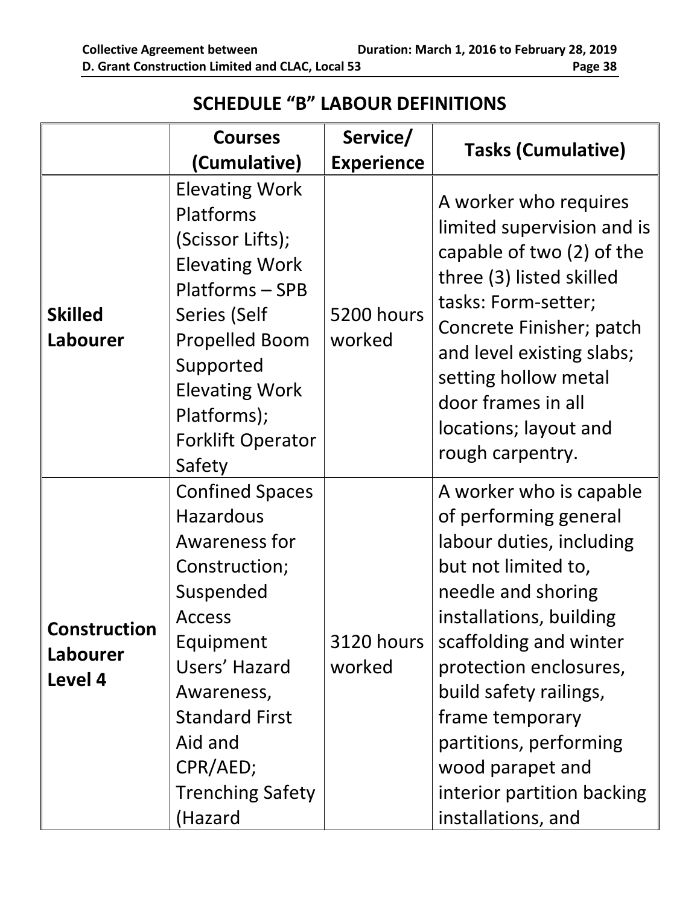## SCHEDULE "B" LABOUR DEFINITIONS

| | Courses (Cumulative) | Service/ Experience | Tasks (Cumulative) |
|---|---|---|---|
| **Skilled Labourer** | Elevating Work Platforms (Scissor Lifts); Elevating Work Platforms – SPB Series (Self Propelled Boom Supported Elevating Work Platforms); Forklift Operator Safety | 5200 hours worked | A worker who requires limited supervision and is capable of two (2) of the three (3) listed skilled tasks: Form-setter; Concrete Finisher; patch and level existing slabs; setting hollow metal door frames in all locations; layout and rough carpentry. |
| **Construction Labourer Level 4** | Confined Spaces Hazardous Awareness for Construction; Suspended Access Equipment Users' Hazard Awareness, Standard First Aid and CPR/AED; Trenching Safety (Hazard | 3120 hours worked | A worker who is capable of performing general labour duties, including but not limited to, needle and shoring installations, building scaffolding and winter protection enclosures, build safety railings, frame temporary partitions, performing wood parapet and interior partition backing installations, and |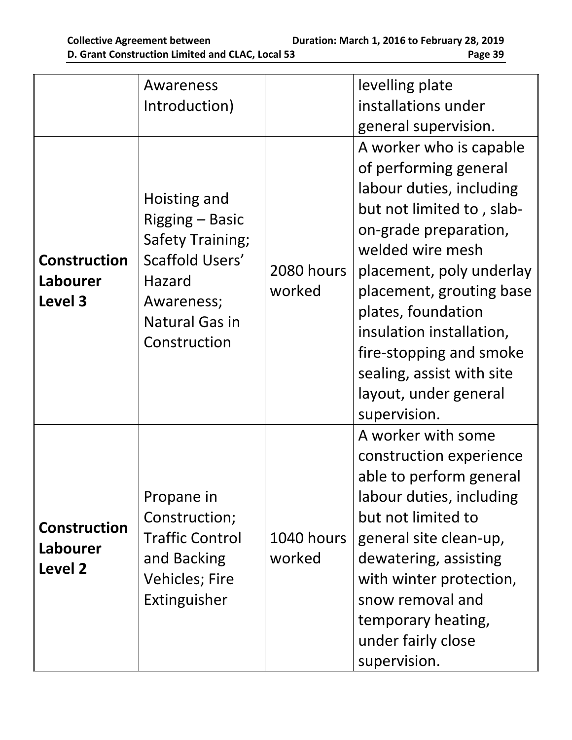| | | | |
|---|---|---|---|
| | Awareness Introduction) | | levelling plate installations under general supervision. |
| **Construction Labourer Level 3** | Hoisting and Rigging – Basic Safety Training; Scaffold Users' Hazard Awareness; Natural Gas in Construction | 2080 hours worked | A worker who is capable of performing general labour duties, including but not limited to , slab-on-grade preparation, welded wire mesh placement, poly underlay placement, grouting base plates, foundation insulation installation, fire-stopping and smoke sealing, assist with site layout, under general supervision. |
| **Construction Labourer Level 2** | Propane in Construction; Traffic Control and Backing Vehicles; Fire Extinguisher | 1040 hours worked | A worker with some construction experience able to perform general labour duties, including but not limited to general site clean-up, dewatering, assisting with winter protection, snow removal and temporary heating, under fairly close supervision. |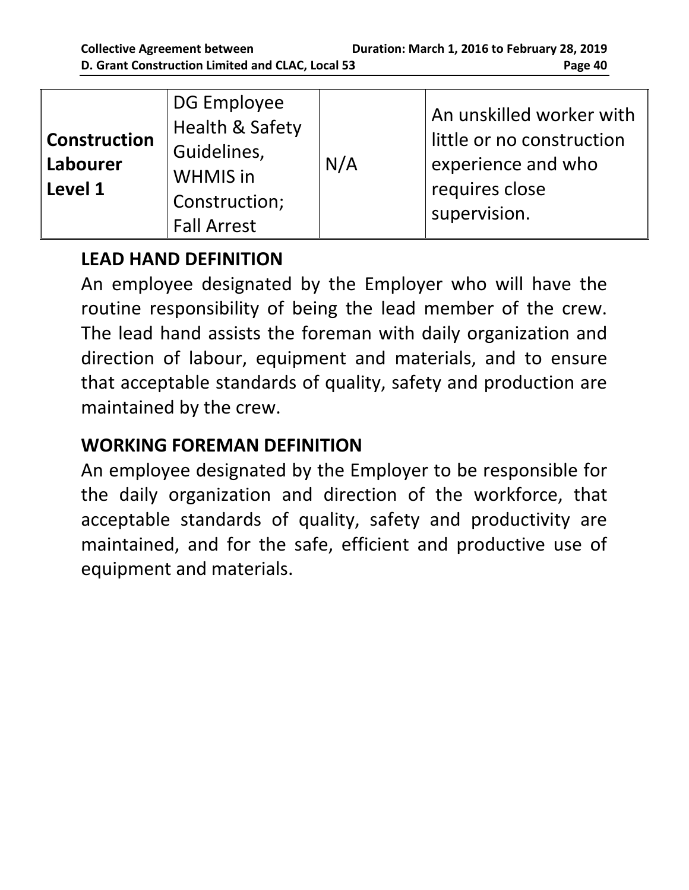| **Construction Labourer Level 1** | DG Employee Health & Safety Guidelines, WHMIS in Construction; Fall Arrest | N/A | An unskilled worker with little or no construction experience and who requires close supervision. |
|---|---|---|---|

## LEAD HAND DEFINITION

An employee designated by the Employer who will have the routine responsibility of being the lead member of the crew. The lead hand assists the foreman with daily organization and direction of labour, equipment and materials, and to ensure that acceptable standards of quality, safety and production are maintained by the crew.

## WORKING FOREMAN DEFINITION

An employee designated by the Employer to be responsible for the daily organization and direction of the workforce, that acceptable standards of quality, safety and productivity are maintained, and for the safe, efficient and productive use of equipment and materials.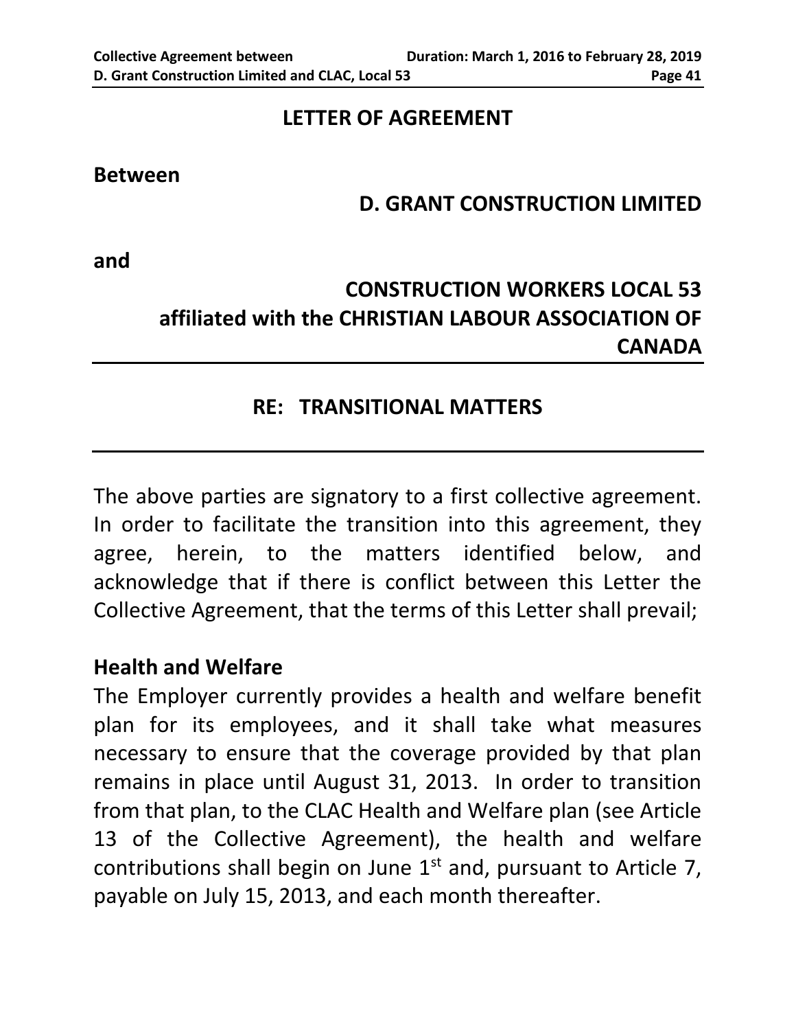# LETTER OF AGREEMENT

**Between**

**D. GRANT CONSTRUCTION LIMITED**

**and**

**CONSTRUCTION WORKERS LOCAL 53**
**affiliated with the CHRISTIAN LABOUR ASSOCIATION OF CANADA**

---

## RE: TRANSITIONAL MATTERS

---

The above parties are signatory to a first collective agreement. In order to facilitate the transition into this agreement, they agree, herein, to the matters identified below, and acknowledge that if there is conflict between this Letter the Collective Agreement, that the terms of this Letter shall prevail;

### Health and Welfare

The Employer currently provides a health and welfare benefit plan for its employees, and it shall take what measures necessary to ensure that the coverage provided by that plan remains in place until August 31, 2013. In order to transition from that plan, to the CLAC Health and Welfare plan (see Article 13 of the Collective Agreement), the health and welfare contributions shall begin on June 1st and, pursuant to Article 7, payable on July 15, 2013, and each month thereafter.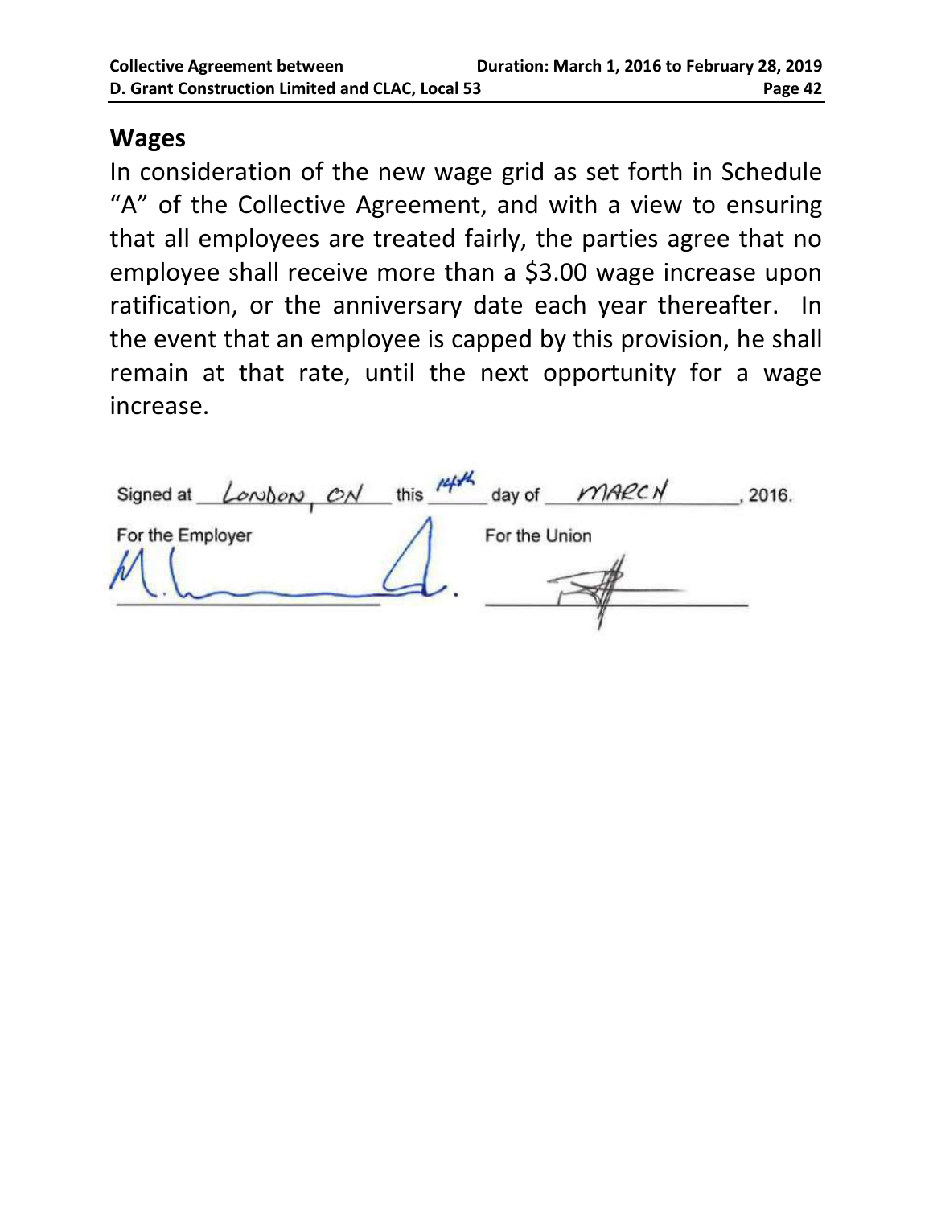## Wages

In consideration of the new wage grid as set forth in Schedule "A" of the Collective Agreement, and with a view to ensuring that all employees are treated fairly, the parties agree that no employee shall receive more than a $3.00 wage increase upon ratification, or the anniversary date each year thereafter. In the event that an employee is capped by this provision, he shall remain at that rate, until the next opportunity for a wage increase.

Signed at London, ON this 14th day of March, 2016.

For the Employer

For the Union